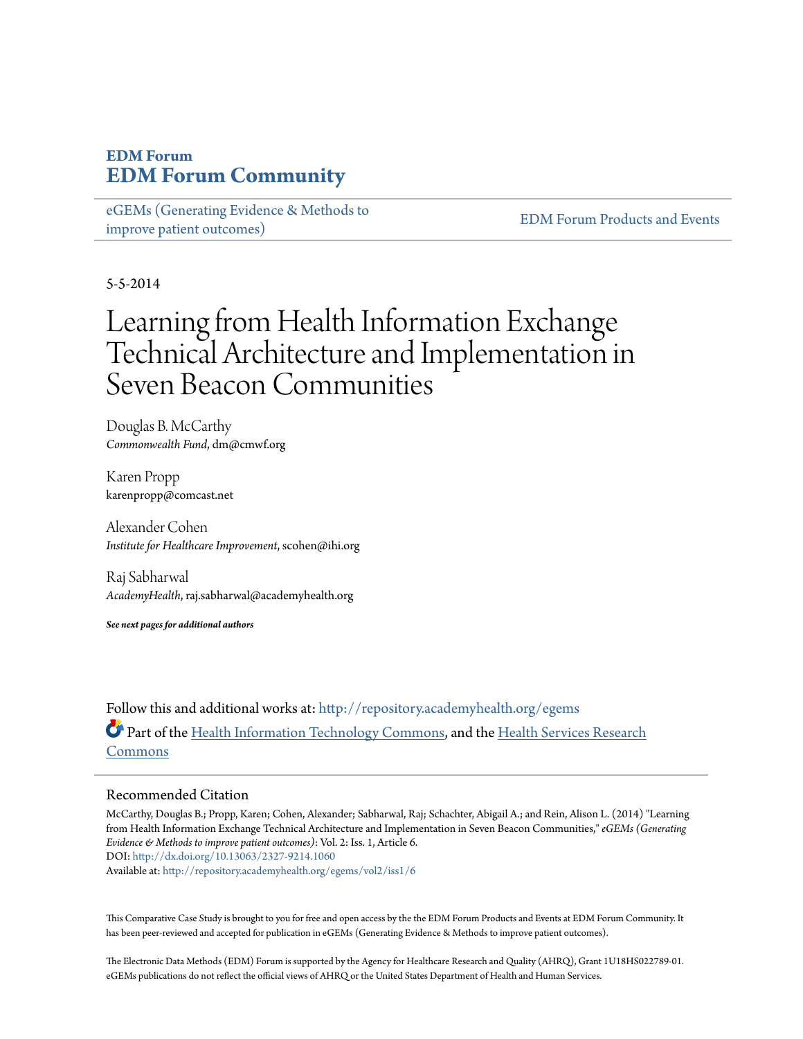# EDM Forum
# EDM Forum Community

eGEMs (Generating Evidence & Methods to improve patient outcomes)

EDM Forum Products and Events

5-5-2014

# Learning from Health Information Exchange Technical Architecture and Implementation in Seven Beacon Communities

Douglas B. McCarthy
*Commonwealth Fund*, dm@cmwf.org

Karen Propp
karenpropp@comcast.net

Alexander Cohen
*Institute for Healthcare Improvement*, scohen@ihi.org

Raj Sabharwal
*AcademyHealth*, raj.sabharwal@academyhealth.org

***See next pages for additional authors***

Follow this and additional works at: http://repository.academyhealth.org/egems

Part of the Health Information Technology Commons, and the Health Services Research Commons

## Recommended Citation

McCarthy, Douglas B.; Propp, Karen; Cohen, Alexander; Sabharwal, Raj; Schachter, Abigail A.; and Rein, Alison L. (2014) "Learning from Health Information Exchange Technical Architecture and Implementation in Seven Beacon Communities," *eGEMs (Generating Evidence & Methods to improve patient outcomes)*: Vol. 2: Iss. 1, Article 6.
DOI: http://dx.doi.org/10.13063/2327-9214.1060
Available at: http://repository.academyhealth.org/egems/vol2/iss1/6

This Comparative Case Study is brought to you for free and open access by the the EDM Forum Products and Events at EDM Forum Community. It has been peer-reviewed and accepted for publication in eGEMs (Generating Evidence & Methods to improve patient outcomes).

The Electronic Data Methods (EDM) Forum is supported by the Agency for Healthcare Research and Quality (AHRQ), Grant 1U18HS022789-01. eGEMs publications do not reflect the official views of AHRQ or the United States Department of Health and Human Services.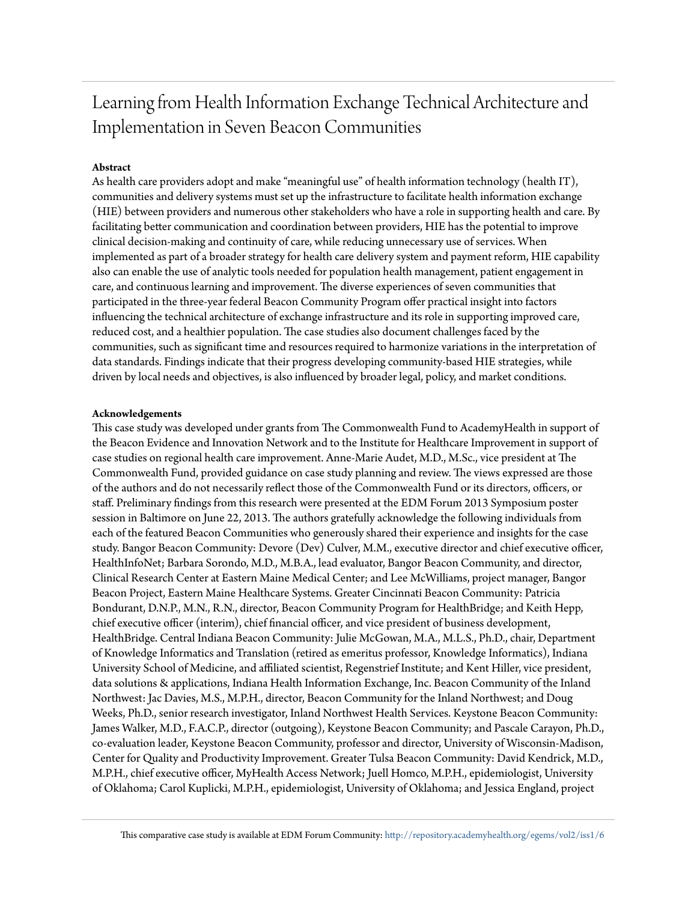# Learning from Health Information Exchange Technical Architecture and Implementation in Seven Beacon Communities

**Abstract**

As health care providers adopt and make "meaningful use" of health information technology (health IT), communities and delivery systems must set up the infrastructure to facilitate health information exchange (HIE) between providers and numerous other stakeholders who have a role in supporting health and care. By facilitating better communication and coordination between providers, HIE has the potential to improve clinical decision-making and continuity of care, while reducing unnecessary use of services. When implemented as part of a broader strategy for health care delivery system and payment reform, HIE capability also can enable the use of analytic tools needed for population health management, patient engagement in care, and continuous learning and improvement. The diverse experiences of seven communities that participated in the three-year federal Beacon Community Program offer practical insight into factors influencing the technical architecture of exchange infrastructure and its role in supporting improved care, reduced cost, and a healthier population. The case studies also document challenges faced by the communities, such as significant time and resources required to harmonize variations in the interpretation of data standards. Findings indicate that their progress developing community-based HIE strategies, while driven by local needs and objectives, is also influenced by broader legal, policy, and market conditions.

**Acknowledgements**

This case study was developed under grants from The Commonwealth Fund to AcademyHealth in support of the Beacon Evidence and Innovation Network and to the Institute for Healthcare Improvement in support of case studies on regional health care improvement. Anne-Marie Audet, M.D., M.Sc., vice president at The Commonwealth Fund, provided guidance on case study planning and review. The views expressed are those of the authors and do not necessarily reflect those of the Commonwealth Fund or its directors, officers, or staff. Preliminary findings from this research were presented at the EDM Forum 2013 Symposium poster session in Baltimore on June 22, 2013. The authors gratefully acknowledge the following individuals from each of the featured Beacon Communities who generously shared their experience and insights for the case study. Bangor Beacon Community: Devore (Dev) Culver, M.M., executive director and chief executive officer, HealthInfoNet; Barbara Sorondo, M.D., M.B.A., lead evaluator, Bangor Beacon Community, and director, Clinical Research Center at Eastern Maine Medical Center; and Lee McWilliams, project manager, Bangor Beacon Project, Eastern Maine Healthcare Systems. Greater Cincinnati Beacon Community: Patricia Bondurant, D.N.P., M.N., R.N., director, Beacon Community Program for HealthBridge; and Keith Hepp, chief executive officer (interim), chief financial officer, and vice president of business development, HealthBridge. Central Indiana Beacon Community: Julie McGowan, M.A., M.L.S., Ph.D., chair, Department of Knowledge Informatics and Translation (retired as emeritus professor, Knowledge Informatics), Indiana University School of Medicine, and affiliated scientist, Regenstrief Institute; and Kent Hiller, vice president, data solutions & applications, Indiana Health Information Exchange, Inc. Beacon Community of the Inland Northwest: Jac Davies, M.S., M.P.H., director, Beacon Community for the Inland Northwest; and Doug Weeks, Ph.D., senior research investigator, Inland Northwest Health Services. Keystone Beacon Community: James Walker, M.D., F.A.C.P., director (outgoing), Keystone Beacon Community; and Pascale Carayon, Ph.D., co-evaluation leader, Keystone Beacon Community, professor and director, University of Wisconsin-Madison, Center for Quality and Productivity Improvement. Greater Tulsa Beacon Community: David Kendrick, M.D., M.P.H., chief executive officer, MyHealth Access Network; Juell Homco, M.P.H., epidemiologist, University of Oklahoma; Carol Kuplicki, M.P.H., epidemiologist, University of Oklahoma; and Jessica England, project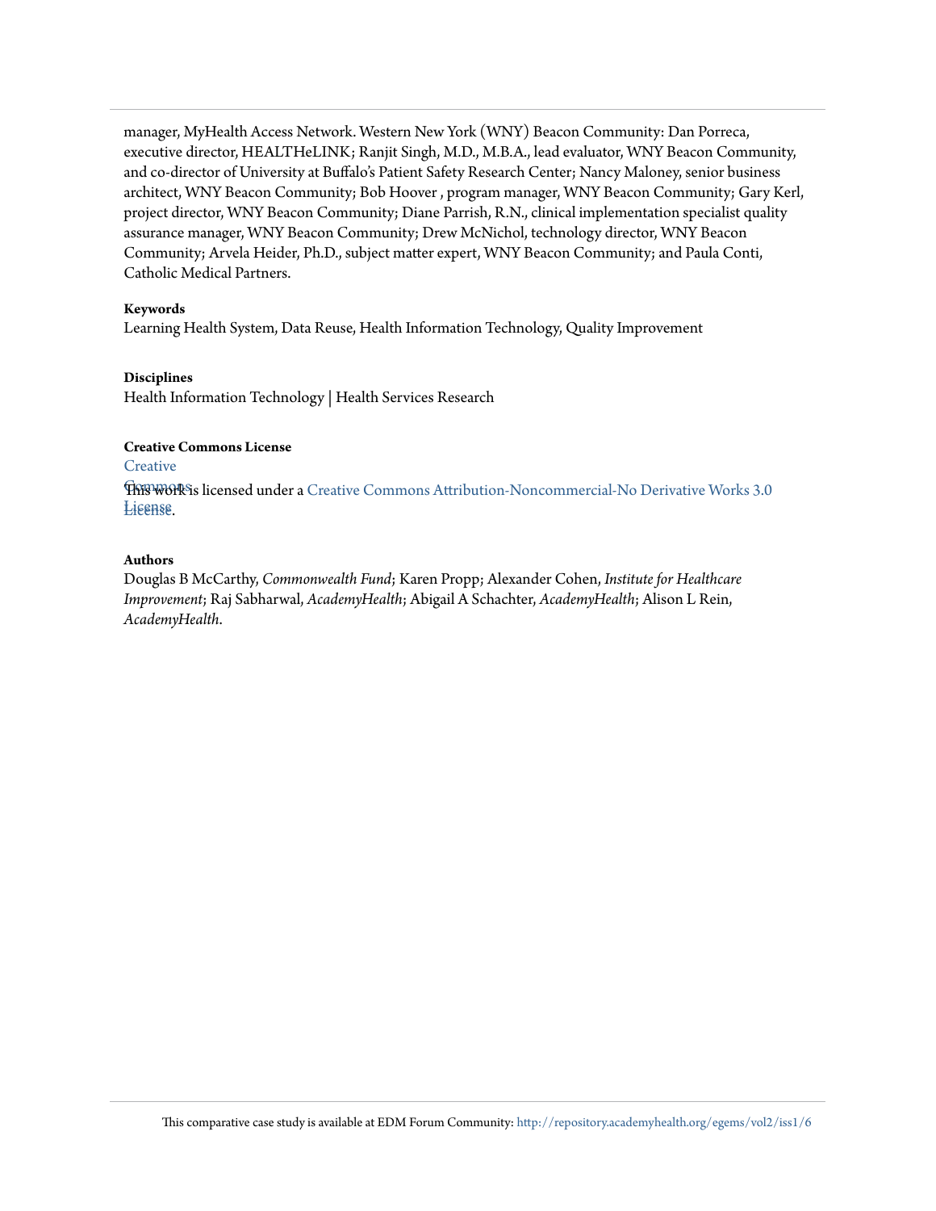manager, MyHealth Access Network. Western New York (WNY) Beacon Community: Dan Porreca, executive director, HEALTHeLINK; Ranjit Singh, M.D., M.B.A., lead evaluator, WNY Beacon Community, and co-director of University at Buffalo's Patient Safety Research Center; Nancy Maloney, senior business architect, WNY Beacon Community; Bob Hoover , program manager, WNY Beacon Community; Gary Kerl, project director, WNY Beacon Community; Diane Parrish, R.N., clinical implementation specialist quality assurance manager, WNY Beacon Community; Drew McNichol, technology director, WNY Beacon Community; Arvela Heider, Ph.D., subject matter expert, WNY Beacon Community; and Paula Conti, Catholic Medical Partners.

**Keywords**

Learning Health System, Data Reuse, Health Information Technology, Quality Improvement

**Disciplines**

Health Information Technology | Health Services Research

**Creative Commons License**

Creative Commons License

This work is licensed under a Creative Commons Attribution-Noncommercial-No Derivative Works 3.0 License.

**Authors**

Douglas B McCarthy, *Commonwealth Fund*; Karen Propp; Alexander Cohen, *Institute for Healthcare Improvement*; Raj Sabharwal, *AcademyHealth*; Abigail A Schachter, *AcademyHealth*; Alison L Rein, *AcademyHealth*.

This comparative case study is available at EDM Forum Community: http://repository.academyhealth.org/egems/vol2/iss1/6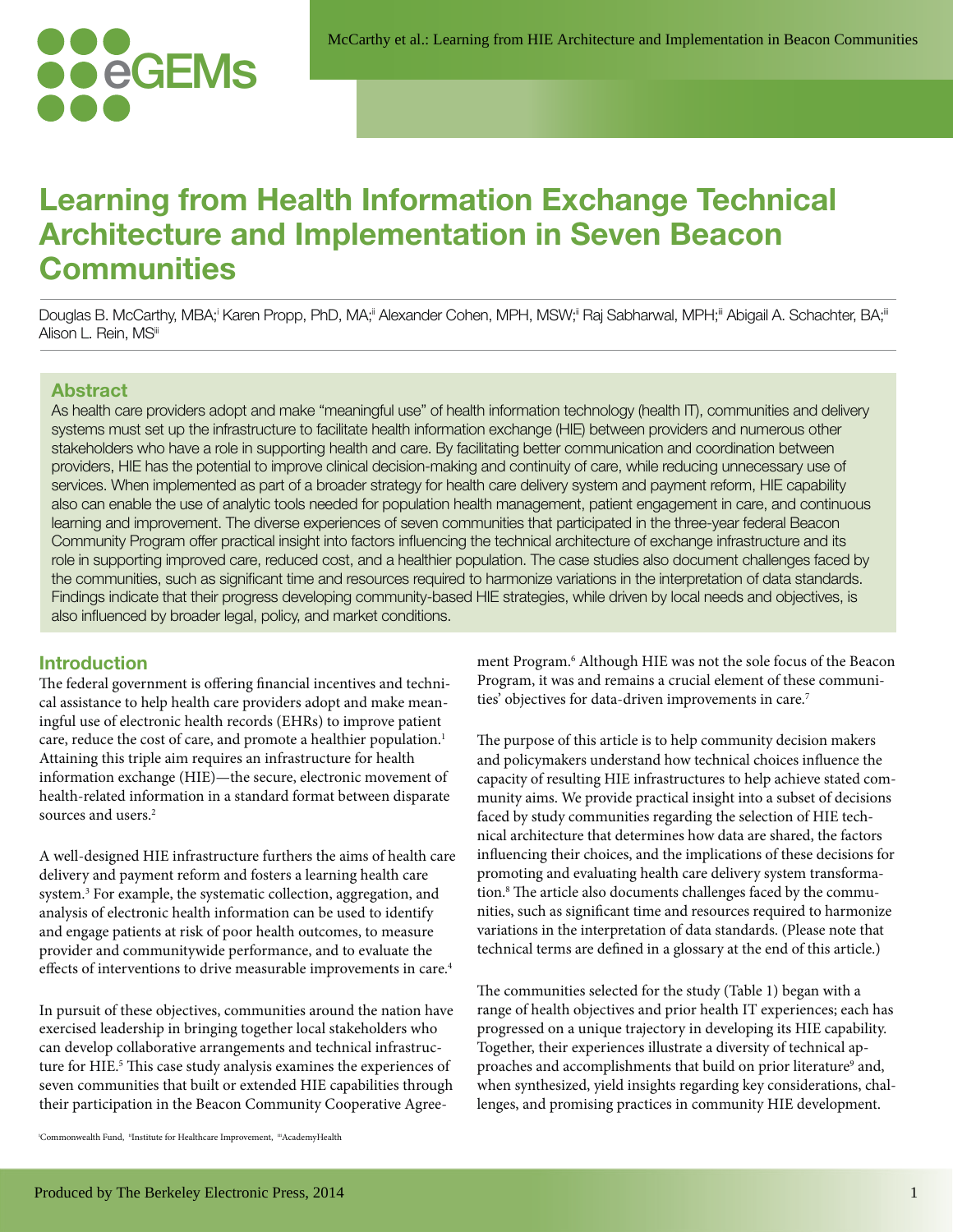# Learning from Health Information Exchange Technical Architecture and Implementation in Seven Beacon Communities

Douglas B. McCarthy, MBA;[i] Karen Propp, PhD, MA;[ii] Alexander Cohen, MPH, MSW;[ii] Raj Sabharwal, MPH;[iii] Abigail A. Schachter, BA;[iii] Alison L. Rein, MS[iii]

## Abstract

As health care providers adopt and make "meaningful use" of health information technology (health IT), communities and delivery systems must set up the infrastructure to facilitate health information exchange (HIE) between providers and numerous other stakeholders who have a role in supporting health and care. By facilitating better communication and coordination between providers, HIE has the potential to improve clinical decision-making and continuity of care, while reducing unnecessary use of services. When implemented as part of a broader strategy for health care delivery system and payment reform, HIE capability also can enable the use of analytic tools needed for population health management, patient engagement in care, and continuous learning and improvement. The diverse experiences of seven communities that participated in the three-year federal Beacon Community Program offer practical insight into factors influencing the technical architecture of exchange infrastructure and its role in supporting improved care, reduced cost, and a healthier population. The case studies also document challenges faced by the communities, such as significant time and resources required to harmonize variations in the interpretation of data standards. Findings indicate that their progress developing community-based HIE strategies, while driven by local needs and objectives, is also influenced by broader legal, policy, and market conditions.

## Introduction

The federal government is offering financial incentives and technical assistance to help health care providers adopt and make meaningful use of electronic health records (EHRs) to improve patient care, reduce the cost of care, and promote a healthier population.[1] Attaining this triple aim requires an infrastructure for health information exchange (HIE)—the secure, electronic movement of health-related information in a standard format between disparate sources and users.[2]

A well-designed HIE infrastructure furthers the aims of health care delivery and payment reform and fosters a learning health care system.[3] For example, the systematic collection, aggregation, and analysis of electronic health information can be used to identify and engage patients at risk of poor health outcomes, to measure provider and communitywide performance, and to evaluate the effects of interventions to drive measurable improvements in care.[4]

In pursuit of these objectives, communities around the nation have exercised leadership in bringing together local stakeholders who can develop collaborative arrangements and technical infrastructure for HIE.[5] This case study analysis examines the experiences of seven communities that built or extended HIE capabilities through their participation in the Beacon Community Cooperative Agreement Program.[6] Although HIE was not the sole focus of the Beacon Program, it was and remains a crucial element of these communities' objectives for data-driven improvements in care.[7]

The purpose of this article is to help community decision makers and policymakers understand how technical choices influence the capacity of resulting HIE infrastructures to help achieve stated community aims. We provide practical insight into a subset of decisions faced by study communities regarding the selection of HIE technical architecture that determines how data are shared, the factors influencing their choices, and the implications of these decisions for promoting and evaluating health care delivery system transformation.[8] The article also documents challenges faced by the communities, such as significant time and resources required to harmonize variations in the interpretation of data standards. (Please note that technical terms are defined in a glossary at the end of this article.)

The communities selected for the study (Table 1) began with a range of health objectives and prior health IT experiences; each has progressed on a unique trajectory in developing its HIE capability. Together, their experiences illustrate a diversity of technical approaches and accomplishments that build on prior literature[9] and, when synthesized, yield insights regarding key considerations, challenges, and promising practices in community HIE development.

[i]Commonwealth Fund, [ii]Institute for Healthcare Improvement, [iii]AcademyHealth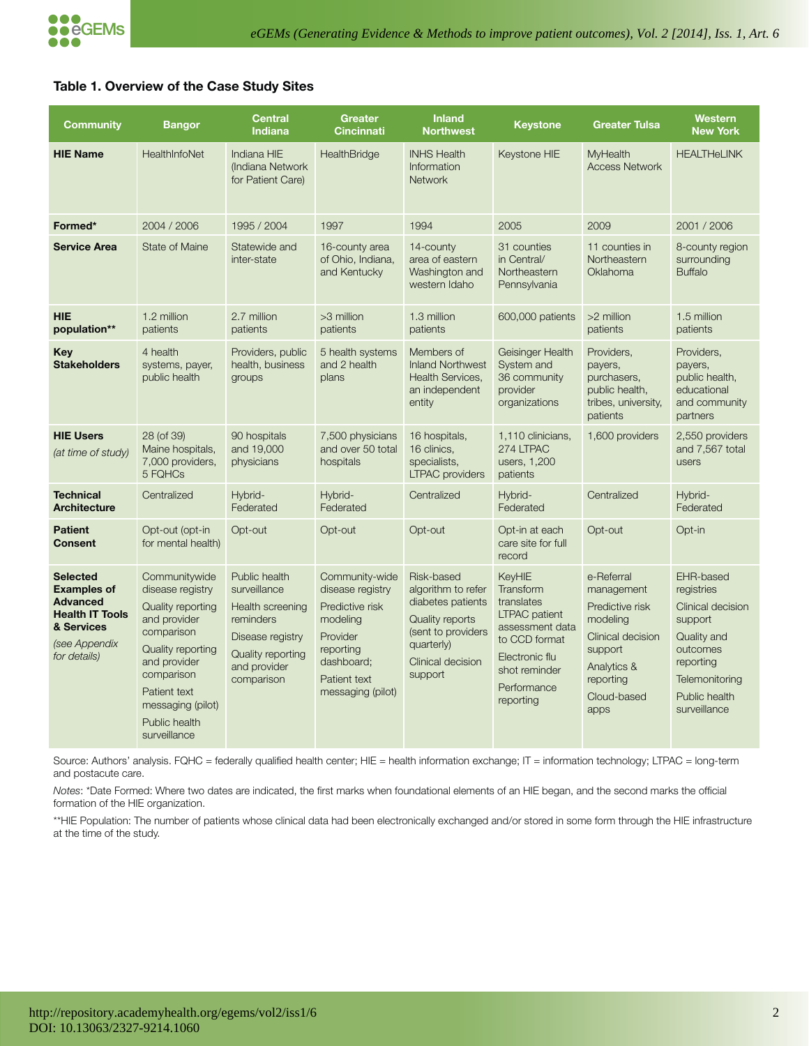### Table 1. Overview of the Case Study Sites

| Community | Bangor | Central Indiana | Greater Cincinnati | Inland Northwest | Keystone | Greater Tulsa | Western New York |
|---|---|---|---|---|---|---|---|
| **HIE Name** | HealthInfoNet | Indiana HIE (Indiana Network for Patient Care) | HealthBridge | INHS Health Information Network | Keystone HIE | MyHealth Access Network | HEALTHeLINK |
| **Formed*** | 2004 / 2006 | 1995 / 2004 | 1997 | 1994 | 2005 | 2009 | 2001 / 2006 |
| **Service Area** | State of Maine | Statewide and inter-state | 16-county area of Ohio, Indiana, and Kentucky | 14-county area of eastern Washington and western Idaho | 31 counties in Central/ Northeastern Pennsylvania | 11 counties in Northeastern Oklahoma | 8-county region surrounding Buffalo |
| **HIE population**** | 1.2 million patients | 2.7 million patients | >3 million patients | 1.3 million patients | 600,000 patients | >2 million patients | 1.5 million patients |
| **Key Stakeholders** | 4 health systems, payer, public health | Providers, public health, business groups | 5 health systems and 2 health plans | Members of Inland Northwest Health Services, an independent entity | Geisinger Health System and 36 community provider organizations | Providers, payers, purchasers, public health, tribes, university, patients | Providers, payers, public health, educational and community partners |
| **HIE Users** *(at time of study)* | 28 (of 39) Maine hospitals, 7,000 providers, 5 FQHCs | 90 hospitals and 19,000 physicians | 7,500 physicians and over 50 total hospitals | 16 hospitals, 16 clinics, specialists, LTPAC providers | 1,110 clinicians, 274 LTPAC users, 1,200 patients | 1,600 providers | 2,550 providers and 7,567 total users |
| **Technical Architecture** | Centralized | Hybrid-Federated | Hybrid-Federated | Centralized | Hybrid-Federated | Centralized | Hybrid-Federated |
| **Patient Consent** | Opt-out (opt-in for mental health) | Opt-out | Opt-out | Opt-out | Opt-in at each care site for full record | Opt-out | Opt-in |
| **Selected Examples of Advanced Health IT Tools & Services** *(see Appendix for details)* | Communitywide disease registry<br>Quality reporting and provider comparison<br>Quality reporting and provider comparison<br>Patient text messaging (pilot)<br>Public health surveillance | Public health surveillance<br>Health screening reminders<br>Disease registry<br>Quality reporting and provider comparison | Community-wide disease registry<br>Predictive risk modeling<br>Provider reporting dashboard;<br>Patient text messaging (pilot) | Risk-based algorithm to refer diabetes patients<br>Quality reports (sent to providers quarterly)<br>Clinical decision support | KeyHIE Transform translates LTPAC patient assessment data to CCD format<br>Electronic flu shot reminder<br>Performance reporting | e-Referral management<br>Predictive risk modeling<br>Clinical decision support<br>Analytics & reporting<br>Cloud-based apps | EHR-based registries<br>Clinical decision support<br>Quality and outcomes reporting<br>Telemonitoring<br>Public health surveillance |

Source: Authors' analysis. FQHC = federally qualified health center; HIE = health information exchange; IT = information technology; LTPAC = long-term and postacute care.

*Notes*: *Date Formed: Where two dates are indicated, the first marks when foundational elements of an HIE began, and the second marks the official formation of the HIE organization.

**HIE Population: The number of patients whose clinical data had been electronically exchanged and/or stored in some form through the HIE infrastructure at the time of the study.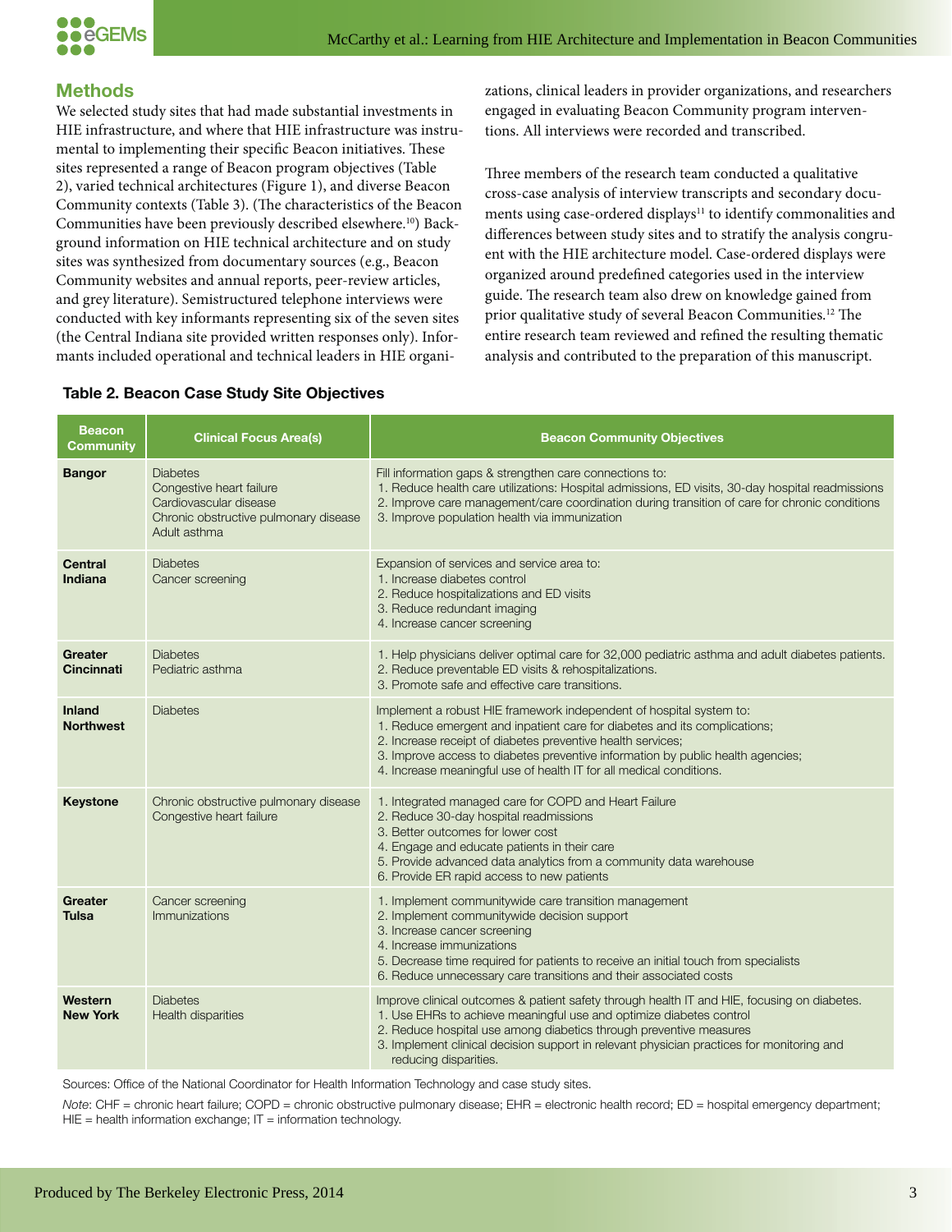## Methods

We selected study sites that had made substantial investments in HIE infrastructure, and where that HIE infrastructure was instrumental to implementing their specific Beacon initiatives. These sites represented a range of Beacon program objectives (Table 2), varied technical architectures (Figure 1), and diverse Beacon Community contexts (Table 3). (The characteristics of the Beacon Communities have been previously described elsewhere.[10]) Background information on HIE technical architecture and on study sites was synthesized from documentary sources (e.g., Beacon Community websites and annual reports, peer-review articles, and grey literature). Semistructured telephone interviews were conducted with key informants representing six of the seven sites (the Central Indiana site provided written responses only). Informants included operational and technical leaders in HIE organizations, clinical leaders in provider organizations, and researchers engaged in evaluating Beacon Community program interventions. All interviews were recorded and transcribed.

Three members of the research team conducted a qualitative cross-case analysis of interview transcripts and secondary documents using case-ordered displays[11] to identify commonalities and differences between study sites and to stratify the analysis congruent with the HIE architecture model. Case-ordered displays were organized around predefined categories used in the interview guide. The research team also drew on knowledge gained from prior qualitative study of several Beacon Communities.[12] The entire research team reviewed and refined the resulting thematic analysis and contributed to the preparation of this manuscript.

**Table 2. Beacon Case Study Site Objectives**

| Beacon Community | Clinical Focus Area(s) | Beacon Community Objectives |
|---|---|---|
| **Bangor** | Diabetes<br>Congestive heart failure<br>Cardiovascular disease<br>Chronic obstructive pulmonary disease<br>Adult asthma | Fill information gaps & strengthen care connections to:<br>1. Reduce health care utilizations: Hospital admissions, ED visits, 30-day hospital readmissions<br>2. Improve care management/care coordination during transition of care for chronic conditions<br>3. Improve population health via immunization |
| **Central Indiana** | Diabetes<br>Cancer screening | Expansion of services and service area to:<br>1. Increase diabetes control<br>2. Reduce hospitalizations and ED visits<br>3. Reduce redundant imaging<br>4. Increase cancer screening |
| **Greater Cincinnati** | Diabetes<br>Pediatric asthma | 1. Help physicians deliver optimal care for 32,000 pediatric asthma and adult diabetes patients.<br>2. Reduce preventable ED visits & rehospitalizations.<br>3. Promote safe and effective care transitions. |
| **Inland Northwest** | Diabetes | Implement a robust HIE framework independent of hospital system to:<br>1. Reduce emergent and inpatient care for diabetes and its complications;<br>2. Increase receipt of diabetes preventive health services;<br>3. Improve access to diabetes preventive information by public health agencies;<br>4. Increase meaningful use of health IT for all medical conditions. |
| **Keystone** | Chronic obstructive pulmonary disease<br>Congestive heart failure | 1. Integrated managed care for COPD and Heart Failure<br>2. Reduce 30-day hospital readmissions<br>3. Better outcomes for lower cost<br>4. Engage and educate patients in their care<br>5. Provide advanced data analytics from a community data warehouse<br>6. Provide ER rapid access to new patients |
| **Greater Tulsa** | Cancer screening<br>Immunizations | 1. Implement communitywide care transition management<br>2. Implement communitywide decision support<br>3. Increase cancer screening<br>4. Increase immunizations<br>5. Decrease time required for patients to receive an initial touch from specialists<br>6. Reduce unnecessary care transitions and their associated costs |
| **Western New York** | Diabetes<br>Health disparities | Improve clinical outcomes & patient safety through health IT and HIE, focusing on diabetes.<br>1. Use EHRs to achieve meaningful use and optimize diabetes control<br>2. Reduce hospital use among diabetics through preventive measures<br>3. Implement clinical decision support in relevant physician practices for monitoring and reducing disparities. |

Sources: Office of the National Coordinator for Health Information Technology and case study sites.

*Note*: CHF = chronic heart failure; COPD = chronic obstructive pulmonary disease; EHR = electronic health record; ED = hospital emergency department; HIE = health information exchange; IT = information technology.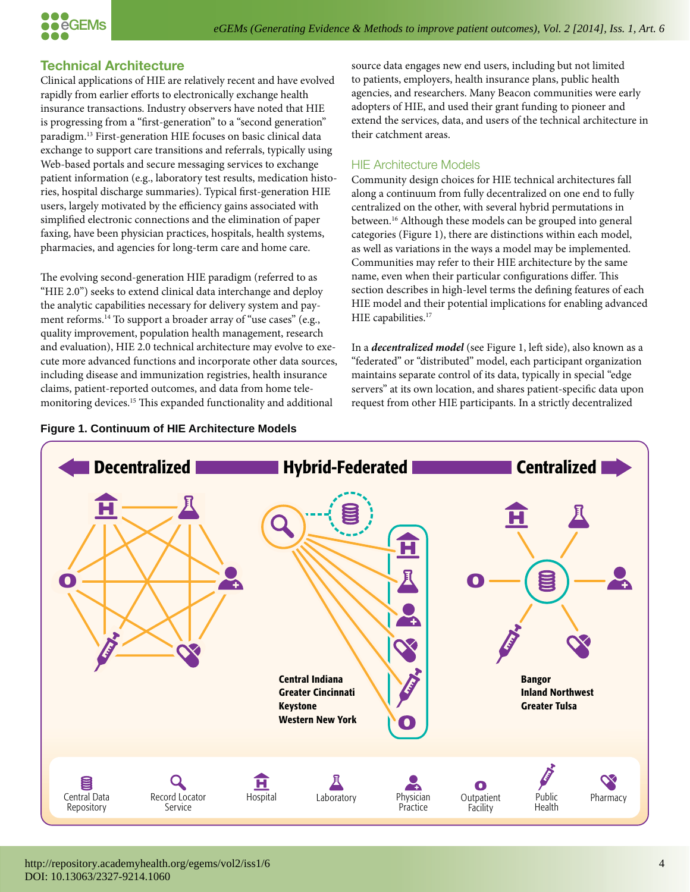## Technical Architecture

Clinical applications of HIE are relatively recent and have evolved rapidly from earlier efforts to electronically exchange health insurance transactions. Industry observers have noted that HIE is progressing from a "first-generation" to a "second generation" paradigm.[13] First-generation HIE focuses on basic clinical data exchange to support care transitions and referrals, typically using Web-based portals and secure messaging services to exchange patient information (e.g., laboratory test results, medication histories, hospital discharge summaries). Typical first-generation HIE users, largely motivated by the efficiency gains associated with simplified electronic connections and the elimination of paper faxing, have been physician practices, hospitals, health systems, pharmacies, and agencies for long-term care and home care.

The evolving second-generation HIE paradigm (referred to as "HIE 2.0") seeks to extend clinical data interchange and deploy the analytic capabilities necessary for delivery system and payment reforms.[14] To support a broader array of "use cases" (e.g., quality improvement, population health management, research and evaluation), HIE 2.0 technical architecture may evolve to execute more advanced functions and incorporate other data sources, including disease and immunization registries, health insurance claims, patient-reported outcomes, and data from home telemonitoring devices.[15] This expanded functionality and additional source data engages new end users, including but not limited to patients, employers, health insurance plans, public health agencies, and researchers. Many Beacon communities were early adopters of HIE, and used their grant funding to pioneer and extend the services, data, and users of the technical architecture in their catchment areas.

### HIE Architecture Models

Community design choices for HIE technical architectures fall along a continuum from fully decentralized on one end to fully centralized on the other, with several hybrid permutations in between.[16] Although these models can be grouped into general categories (Figure 1), there are distinctions within each model, as well as variations in the ways a model may be implemented. Communities may refer to their HIE architecture by the same name, even when their particular configurations differ. This section describes in high-level terms the defining features of each HIE model and their potential implications for enabling advanced HIE capabilities.[17]

In a ***decentralized model*** (see Figure 1, left side), also known as a "federated" or "distributed" model, each participant organization maintains separate control of its data, typically in special "edge servers" at its own location, and shares patient-specific data upon request from other HIE participants. In a strictly decentralized

**Figure 1. Continuum of HIE Architecture Models**

Decentralized — Hybrid-Federated — Centralized

Hybrid-Federated: Central Indiana, Greater Cincinnati, Keystone, Western New York

Centralized: Bangor, Inland Northwest, Greater Tulsa

Legend: Central Data Repository; Record Locator Service; Hospital; Laboratory; Physician Practice; Outpatient Facility; Public Health; Pharmacy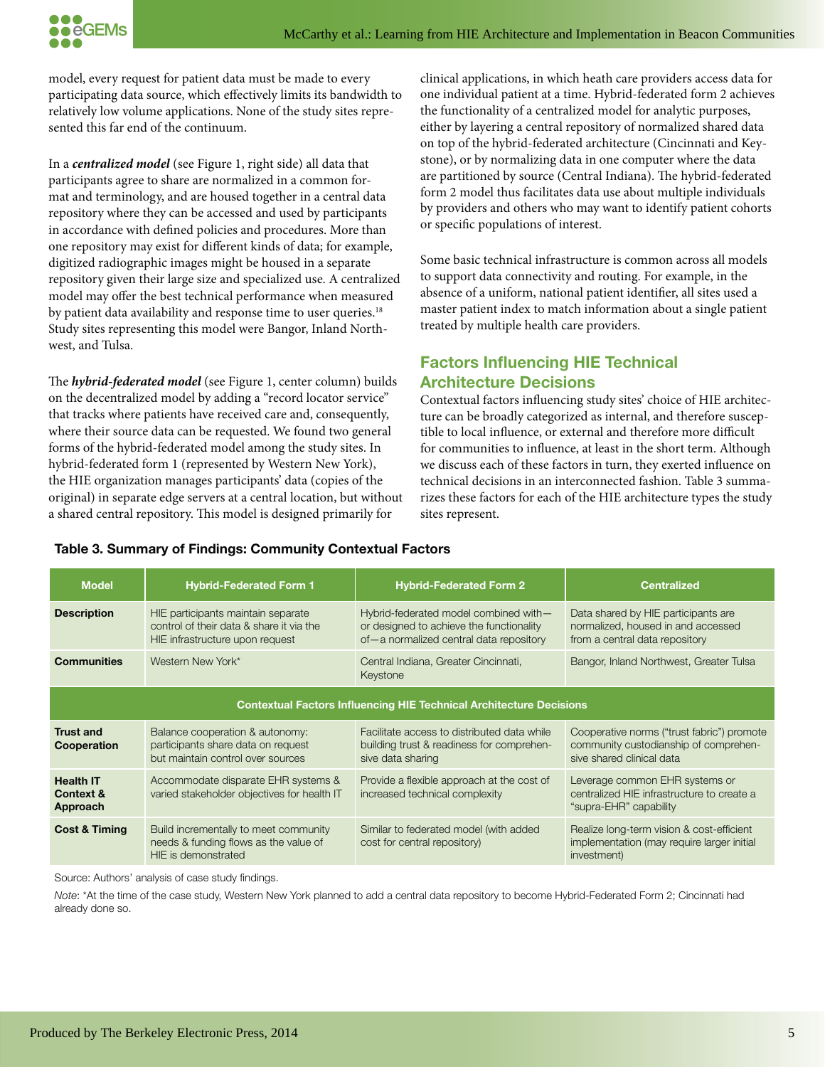model, every request for patient data must be made to every participating data source, which effectively limits its bandwidth to relatively low volume applications. None of the study sites represented this far end of the continuum.

In a ***centralized model*** (see Figure 1, right side) all data that participants agree to share are normalized in a common format and terminology, and are housed together in a central data repository where they can be accessed and used by participants in accordance with defined policies and procedures. More than one repository may exist for different kinds of data; for example, digitized radiographic images might be housed in a separate repository given their large size and specialized use. A centralized model may offer the best technical performance when measured by patient data availability and response time to user queries.[18] Study sites representing this model were Bangor, Inland Northwest, and Tulsa.

The ***hybrid-federated model*** (see Figure 1, center column) builds on the decentralized model by adding a "record locator service" that tracks where patients have received care and, consequently, where their source data can be requested. We found two general forms of the hybrid-federated model among the study sites. In hybrid-federated form 1 (represented by Western New York), the HIE organization manages participants' data (copies of the original) in separate edge servers at a central location, but without a shared central repository. This model is designed primarily for clinical applications, in which heath care providers access data for one individual patient at a time. Hybrid-federated form 2 achieves the functionality of a centralized model for analytic purposes, either by layering a central repository of normalized shared data on top of the hybrid-federated architecture (Cincinnati and Keystone), or by normalizing data in one computer where the data are partitioned by source (Central Indiana). The hybrid-federated form 2 model thus facilitates data use about multiple individuals by providers and others who may want to identify patient cohorts or specific populations of interest.

Some basic technical infrastructure is common across all models to support data connectivity and routing. For example, in the absence of a uniform, national patient identifier, all sites used a master patient index to match information about a single patient treated by multiple health care providers.

## Factors Influencing HIE Technical Architecture Decisions

Contextual factors influencing study sites' choice of HIE architecture can be broadly categorized as internal, and therefore susceptible to local influence, or external and therefore more difficult for communities to influence, at least in the short term. Although we discuss each of these factors in turn, they exerted influence on technical decisions in an interconnected fashion. Table 3 summarizes these factors for each of the HIE architecture types the study sites represent.

**Table 3. Summary of Findings: Community Contextual Factors**

| Model | Hybrid-Federated Form 1 | Hybrid-Federated Form 2 | Centralized |
|---|---|---|---|
| **Description** | HIE participants maintain separate control of their data & share it via the HIE infrastructure upon request | Hybrid-federated model combined with—or designed to achieve the functionality of—a normalized central data repository | Data shared by HIE participants are normalized, housed in and accessed from a central data repository |
| **Communities** | Western New York* | Central Indiana, Greater Cincinnati, Keystone | Bangor, Inland Northwest, Greater Tulsa |
| **Contextual Factors Influencing HIE Technical Architecture Decisions** | | | |
| **Trust and Cooperation** | Balance cooperation & autonomy: participants share data on request but maintain control over sources | Facilitate access to distributed data while building trust & readiness for comprehensive data sharing | Cooperative norms ("trust fabric") promote community custodianship of comprehensive shared clinical data |
| **Health IT Context & Approach** | Accommodate disparate EHR systems & varied stakeholder objectives for health IT | Provide a flexible approach at the cost of increased technical complexity | Leverage common EHR systems or centralized HIE infrastructure to create a "supra-EHR" capability |
| **Cost & Timing** | Build incrementally to meet community needs & funding flows as the value of HIE is demonstrated | Similar to federated model (with added cost for central repository) | Realize long-term vision & cost-efficient implementation (may require larger initial investment) |

Source: Authors' analysis of case study findings.

*Note*: *At the time of the case study, Western New York planned to add a central data repository to become Hybrid-Federated Form 2; Cincinnati had already done so.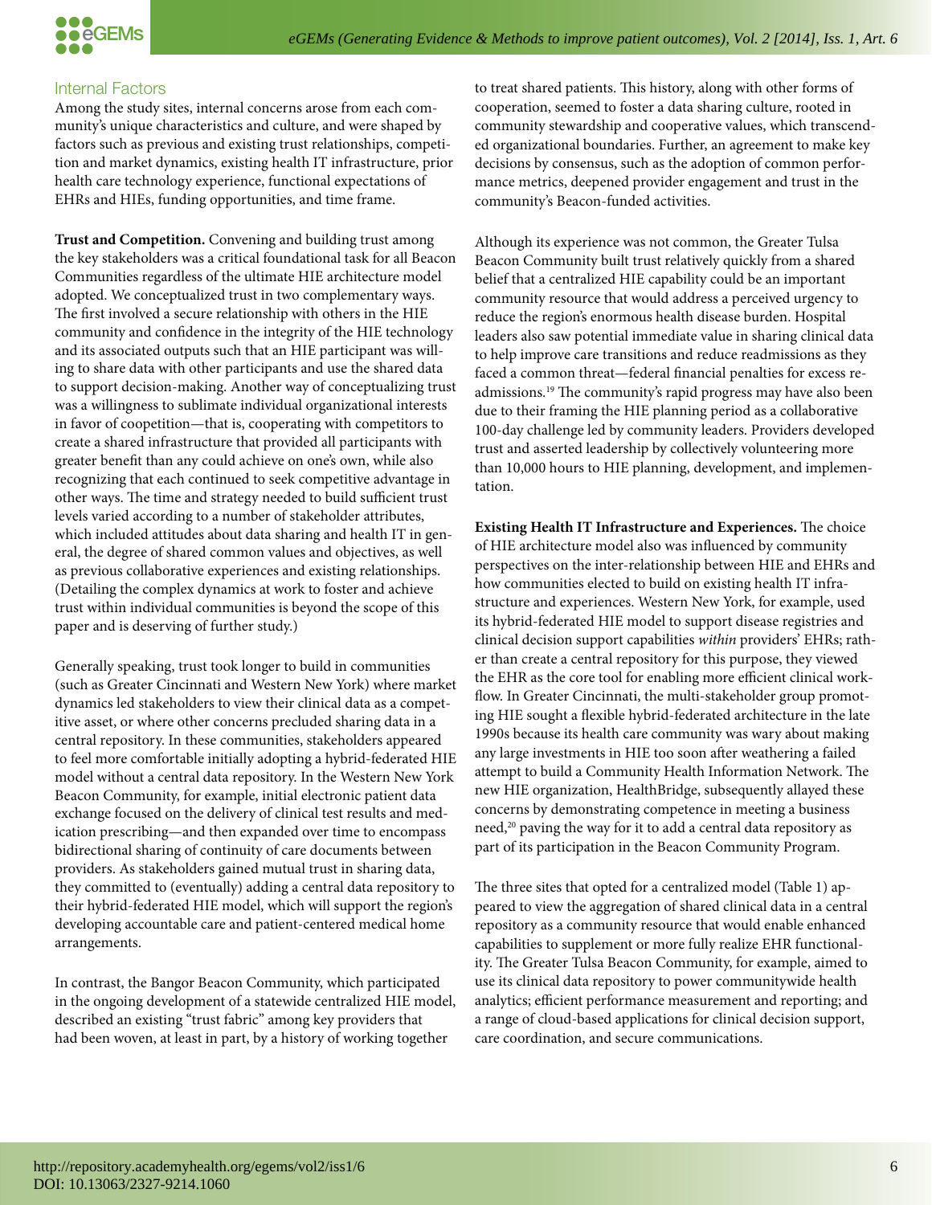## Internal Factors

Among the study sites, internal concerns arose from each community's unique characteristics and culture, and were shaped by factors such as previous and existing trust relationships, competition and market dynamics, existing health IT infrastructure, prior health care technology experience, functional expectations of EHRs and HIEs, funding opportunities, and time frame.

**Trust and Competition.** Convening and building trust among the key stakeholders was a critical foundational task for all Beacon Communities regardless of the ultimate HIE architecture model adopted. We conceptualized trust in two complementary ways. The first involved a secure relationship with others in the HIE community and confidence in the integrity of the HIE technology and its associated outputs such that an HIE participant was willing to share data with other participants and use the shared data to support decision-making. Another way of conceptualizing trust was a willingness to sublimate individual organizational interests in favor of coopetition—that is, cooperating with competitors to create a shared infrastructure that provided all participants with greater benefit than any could achieve on one's own, while also recognizing that each continued to seek competitive advantage in other ways. The time and strategy needed to build sufficient trust levels varied according to a number of stakeholder attributes, which included attitudes about data sharing and health IT in general, the degree of shared common values and objectives, as well as previous collaborative experiences and existing relationships. (Detailing the complex dynamics at work to foster and achieve trust within individual communities is beyond the scope of this paper and is deserving of further study.)

Generally speaking, trust took longer to build in communities (such as Greater Cincinnati and Western New York) where market dynamics led stakeholders to view their clinical data as a competitive asset, or where other concerns precluded sharing data in a central repository. In these communities, stakeholders appeared to feel more comfortable initially adopting a hybrid-federated HIE model without a central data repository. In the Western New York Beacon Community, for example, initial electronic patient data exchange focused on the delivery of clinical test results and medication prescribing—and then expanded over time to encompass bidirectional sharing of continuity of care documents between providers. As stakeholders gained mutual trust in sharing data, they committed to (eventually) adding a central data repository to their hybrid-federated HIE model, which will support the region's developing accountable care and patient-centered medical home arrangements.

In contrast, the Bangor Beacon Community, which participated in the ongoing development of a statewide centralized HIE model, described an existing "trust fabric" among key providers that had been woven, at least in part, by a history of working together to treat shared patients. This history, along with other forms of cooperation, seemed to foster a data sharing culture, rooted in community stewardship and cooperative values, which transcended organizational boundaries. Further, an agreement to make key decisions by consensus, such as the adoption of common performance metrics, deepened provider engagement and trust in the community's Beacon-funded activities.

Although its experience was not common, the Greater Tulsa Beacon Community built trust relatively quickly from a shared belief that a centralized HIE capability could be an important community resource that would address a perceived urgency to reduce the region's enormous health disease burden. Hospital leaders also saw potential immediate value in sharing clinical data to help improve care transitions and reduce readmissions as they faced a common threat—federal financial penalties for excess readmissions.[19] The community's rapid progress may have also been due to their framing the HIE planning period as a collaborative 100-day challenge led by community leaders. Providers developed trust and asserted leadership by collectively volunteering more than 10,000 hours to HIE planning, development, and implementation.

**Existing Health IT Infrastructure and Experiences.** The choice of HIE architecture model also was influenced by community perspectives on the inter-relationship between HIE and EHRs and how communities elected to build on existing health IT infrastructure and experiences. Western New York, for example, used its hybrid-federated HIE model to support disease registries and clinical decision support capabilities *within* providers' EHRs; rather than create a central repository for this purpose, they viewed the EHR as the core tool for enabling more efficient clinical workflow. In Greater Cincinnati, the multi-stakeholder group promoting HIE sought a flexible hybrid-federated architecture in the late 1990s because its health care community was wary about making any large investments in HIE too soon after weathering a failed attempt to build a Community Health Information Network. The new HIE organization, HealthBridge, subsequently allayed these concerns by demonstrating competence in meeting a business need,[20] paving the way for it to add a central data repository as part of its participation in the Beacon Community Program.

The three sites that opted for a centralized model (Table 1) appeared to view the aggregation of shared clinical data in a central repository as a community resource that would enable enhanced capabilities to supplement or more fully realize EHR functionality. The Greater Tulsa Beacon Community, for example, aimed to use its clinical data repository to power communitywide health analytics; efficient performance measurement and reporting; and a range of cloud-based applications for clinical decision support, care coordination, and secure communications.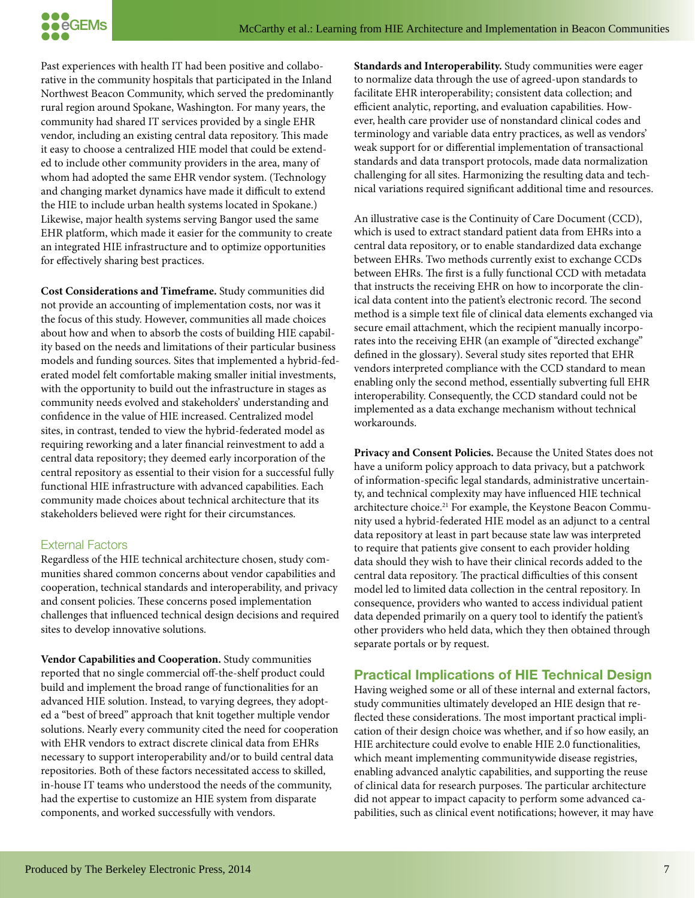Past experiences with health IT had been positive and collaborative in the community hospitals that participated in the Inland Northwest Beacon Community, which served the predominantly rural region around Spokane, Washington. For many years, the community had shared IT services provided by a single EHR vendor, including an existing central data repository. This made it easy to choose a centralized HIE model that could be extended to include other community providers in the area, many of whom had adopted the same EHR vendor system. (Technology and changing market dynamics have made it difficult to extend the HIE to include urban health systems located in Spokane.) Likewise, major health systems serving Bangor used the same EHR platform, which made it easier for the community to create an integrated HIE infrastructure and to optimize opportunities for effectively sharing best practices.

**Cost Considerations and Timeframe.** Study communities did not provide an accounting of implementation costs, nor was it the focus of this study. However, communities all made choices about how and when to absorb the costs of building HIE capability based on the needs and limitations of their particular business models and funding sources. Sites that implemented a hybrid-federated model felt comfortable making smaller initial investments, with the opportunity to build out the infrastructure in stages as community needs evolved and stakeholders' understanding and confidence in the value of HIE increased. Centralized model sites, in contrast, tended to view the hybrid-federated model as requiring reworking and a later financial reinvestment to add a central data repository; they deemed early incorporation of the central repository as essential to their vision for a successful fully functional HIE infrastructure with advanced capabilities. Each community made choices about technical architecture that its stakeholders believed were right for their circumstances.

### External Factors

Regardless of the HIE technical architecture chosen, study communities shared common concerns about vendor capabilities and cooperation, technical standards and interoperability, and privacy and consent policies. These concerns posed implementation challenges that influenced technical design decisions and required sites to develop innovative solutions.

**Vendor Capabilities and Cooperation.** Study communities reported that no single commercial off-the-shelf product could build and implement the broad range of functionalities for an advanced HIE solution. Instead, to varying degrees, they adopted a "best of breed" approach that knit together multiple vendor solutions. Nearly every community cited the need for cooperation with EHR vendors to extract discrete clinical data from EHRs necessary to support interoperability and/or to build central data repositories. Both of these factors necessitated access to skilled, in-house IT teams who understood the needs of the community, had the expertise to customize an HIE system from disparate components, and worked successfully with vendors.

**Standards and Interoperability.** Study communities were eager to normalize data through the use of agreed-upon standards to facilitate EHR interoperability; consistent data collection; and efficient analytic, reporting, and evaluation capabilities. However, health care provider use of nonstandard clinical codes and terminology and variable data entry practices, as well as vendors' weak support for or differential implementation of transactional standards and data transport protocols, made data normalization challenging for all sites. Harmonizing the resulting data and technical variations required significant additional time and resources.

An illustrative case is the Continuity of Care Document (CCD), which is used to extract standard patient data from EHRs into a central data repository, or to enable standardized data exchange between EHRs. Two methods currently exist to exchange CCDs between EHRs. The first is a fully functional CCD with metadata that instructs the receiving EHR on how to incorporate the clinical data content into the patient's electronic record. The second method is a simple text file of clinical data elements exchanged via secure email attachment, which the recipient manually incorporates into the receiving EHR (an example of "directed exchange" defined in the glossary). Several study sites reported that EHR vendors interpreted compliance with the CCD standard to mean enabling only the second method, essentially subverting full EHR interoperability. Consequently, the CCD standard could not be implemented as a data exchange mechanism without technical workarounds.

**Privacy and Consent Policies.** Because the United States does not have a uniform policy approach to data privacy, but a patchwork of information-specific legal standards, administrative uncertainty, and technical complexity may have influenced HIE technical architecture choice.[21] For example, the Keystone Beacon Community used a hybrid-federated HIE model as an adjunct to a central data repository at least in part because state law was interpreted to require that patients give consent to each provider holding data should they wish to have their clinical records added to the central data repository. The practical difficulties of this consent model led to limited data collection in the central repository. In consequence, providers who wanted to access individual patient data depended primarily on a query tool to identify the patient's other providers who held data, which they then obtained through separate portals or by request.

## Practical Implications of HIE Technical Design

Having weighed some or all of these internal and external factors, study communities ultimately developed an HIE design that reflected these considerations. The most important practical implication of their design choice was whether, and if so how easily, an HIE architecture could evolve to enable HIE 2.0 functionalities, which meant implementing communitywide disease registries, enabling advanced analytic capabilities, and supporting the reuse of clinical data for research purposes. The particular architecture did not appear to impact capacity to perform some advanced capabilities, such as clinical event notifications; however, it may have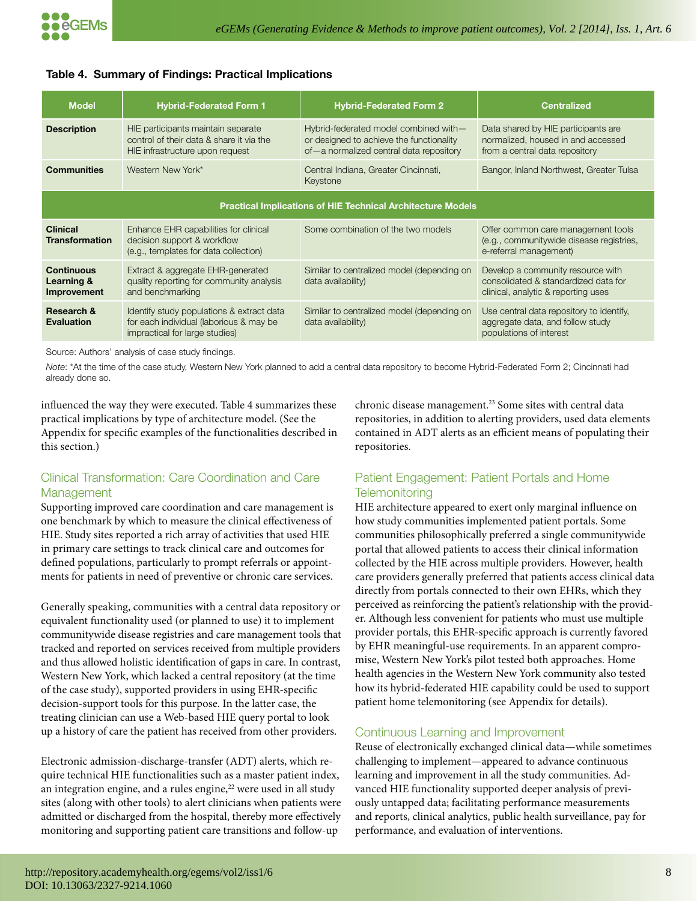**Table 4. Summary of Findings: Practical Implications**

| Model | Hybrid-Federated Form 1 | Hybrid-Federated Form 2 | Centralized |
|---|---|---|---|
| **Description** | HIE participants maintain separate control of their data & share it via the HIE infrastructure upon request | Hybrid-federated model combined with—or designed to achieve the functionality of—a normalized central data repository | Data shared by HIE participants are normalized, housed in and accessed from a central data repository |
| **Communities** | Western New York* | Central Indiana, Greater Cincinnati, Keystone | Bangor, Inland Northwest, Greater Tulsa |
| **Practical Implications of HIE Technical Architecture Models** | | | |
| **Clinical Transformation** | Enhance EHR capabilities for clinical decision support & workflow (e.g., templates for data collection) | Some combination of the two models | Offer common care management tools (e.g., communitywide disease registries, e-referral management) |
| **Continuous Learning & Improvement** | Extract & aggregate EHR-generated quality reporting for community analysis and benchmarking | Similar to centralized model (depending on data availability) | Develop a community resource with consolidated & standardized data for clinical, analytic & reporting uses |
| **Research & Evaluation** | Identify study populations & extract data for each individual (laborious & may be impractical for large studies) | Similar to centralized model (depending on data availability) | Use central data repository to identify, aggregate data, and follow study populations of interest |

Source: Authors' analysis of case study findings.

*Note*: *At the time of the case study, Western New York planned to add a central data repository to become Hybrid-Federated Form 2; Cincinnati had already done so.

influenced the way they were executed. Table 4 summarizes these practical implications by type of architecture model. (See the Appendix for specific examples of the functionalities described in this section.)

## Clinical Transformation: Care Coordination and Care Management

Supporting improved care coordination and care management is one benchmark by which to measure the clinical effectiveness of HIE. Study sites reported a rich array of activities that used HIE in primary care settings to track clinical care and outcomes for defined populations, particularly to prompt referrals or appointments for patients in need of preventive or chronic care services.

Generally speaking, communities with a central data repository or equivalent functionality used (or planned to use) it to implement communitywide disease registries and care management tools that tracked and reported on services received from multiple providers and thus allowed holistic identification of gaps in care. In contrast, Western New York, which lacked a central repository (at the time of the case study), supported providers in using EHR-specific decision-support tools for this purpose. In the latter case, the treating clinician can use a Web-based HIE query portal to look up a history of care the patient has received from other providers.

Electronic admission-discharge-transfer (ADT) alerts, which require technical HIE functionalities such as a master patient index, an integration engine, and a rules engine,[22] were used in all study sites (along with other tools) to alert clinicians when patients were admitted or discharged from the hospital, thereby more effectively monitoring and supporting patient care transitions and follow-up chronic disease management.[23] Some sites with central data repositories, in addition to alerting providers, used data elements contained in ADT alerts as an efficient means of populating their repositories.

## Patient Engagement: Patient Portals and Home Telemonitoring

HIE architecture appeared to exert only marginal influence on how study communities implemented patient portals. Some communities philosophically preferred a single communitywide portal that allowed patients to access their clinical information collected by the HIE across multiple providers. However, health care providers generally preferred that patients access clinical data directly from portals connected to their own EHRs, which they perceived as reinforcing the patient's relationship with the provider. Although less convenient for patients who must use multiple provider portals, this EHR-specific approach is currently favored by EHR meaningful-use requirements. In an apparent compromise, Western New York's pilot tested both approaches. Home health agencies in the Western New York community also tested how its hybrid-federated HIE capability could be used to support patient home telemonitoring (see Appendix for details).

## Continuous Learning and Improvement

Reuse of electronically exchanged clinical data—while sometimes challenging to implement—appeared to advance continuous learning and improvement in all the study communities. Advanced HIE functionality supported deeper analysis of previously untapped data; facilitating performance measurements and reports, clinical analytics, public health surveillance, pay for performance, and evaluation of interventions.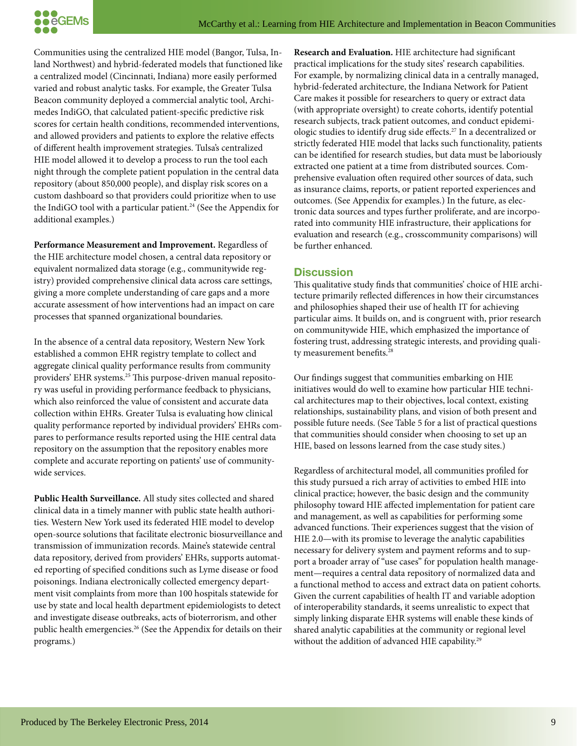Communities using the centralized HIE model (Bangor, Tulsa, Inland Northwest) and hybrid-federated models that functioned like a centralized model (Cincinnati, Indiana) more easily performed varied and robust analytic tasks. For example, the Greater Tulsa Beacon community deployed a commercial analytic tool, Archimedes IndiGO, that calculated patient-specific predictive risk scores for certain health conditions, recommended interventions, and allowed providers and patients to explore the relative effects of different health improvement strategies. Tulsa's centralized HIE model allowed it to develop a process to run the tool each night through the complete patient population in the central data repository (about 850,000 people), and display risk scores on a custom dashboard so that providers could prioritize when to use the IndiGO tool with a particular patient.[24] (See the Appendix for additional examples.)

**Performance Measurement and Improvement.** Regardless of the HIE architecture model chosen, a central data repository or equivalent normalized data storage (e.g., communitywide registry) provided comprehensive clinical data across care settings, giving a more complete understanding of care gaps and a more accurate assessment of how interventions had an impact on care processes that spanned organizational boundaries.

In the absence of a central data repository, Western New York established a common EHR registry template to collect and aggregate clinical quality performance results from community providers' EHR systems.[25] This purpose-driven manual repository was useful in providing performance feedback to physicians, which also reinforced the value of consistent and accurate data collection within EHRs. Greater Tulsa is evaluating how clinical quality performance reported by individual providers' EHRs compares to performance results reported using the HIE central data repository on the assumption that the repository enables more complete and accurate reporting on patients' use of communitywide services.

**Public Health Surveillance.** All study sites collected and shared clinical data in a timely manner with public state health authorities. Western New York used its federated HIE model to develop open-source solutions that facilitate electronic biosurveillance and transmission of immunization records. Maine's statewide central data repository, derived from providers' EHRs, supports automated reporting of specified conditions such as Lyme disease or food poisonings. Indiana electronically collected emergency department visit complaints from more than 100 hospitals statewide for use by state and local health department epidemiologists to detect and investigate disease outbreaks, acts of bioterrorism, and other public health emergencies.[26] (See the Appendix for details on their programs.)

**Research and Evaluation.** HIE architecture had significant practical implications for the study sites' research capabilities. For example, by normalizing clinical data in a centrally managed, hybrid-federated architecture, the Indiana Network for Patient Care makes it possible for researchers to query or extract data (with appropriate oversight) to create cohorts, identify potential research subjects, track patient outcomes, and conduct epidemiologic studies to identify drug side effects.[27] In a decentralized or strictly federated HIE model that lacks such functionality, patients can be identified for research studies, but data must be laboriously extracted one patient at a time from distributed sources. Comprehensive evaluation often required other sources of data, such as insurance claims, reports, or patient reported experiences and outcomes. (See Appendix for examples.) In the future, as electronic data sources and types further proliferate, and are incorporated into community HIE infrastructure, their applications for evaluation and research (e.g., crosscommunity comparisons) will be further enhanced.

## Discussion

This qualitative study finds that communities' choice of HIE architecture primarily reflected differences in how their circumstances and philosophies shaped their use of health IT for achieving particular aims. It builds on, and is congruent with, prior research on communitywide HIE, which emphasized the importance of fostering trust, addressing strategic interests, and providing quality measurement benefits.[28]

Our findings suggest that communities embarking on HIE initiatives would do well to examine how particular HIE technical architectures map to their objectives, local context, existing relationships, sustainability plans, and vision of both present and possible future needs. (See Table 5 for a list of practical questions that communities should consider when choosing to set up an HIE, based on lessons learned from the case study sites.)

Regardless of architectural model, all communities profiled for this study pursued a rich array of activities to embed HIE into clinical practice; however, the basic design and the community philosophy toward HIE affected implementation for patient care and management, as well as capabilities for performing some advanced functions. Their experiences suggest that the vision of HIE 2.0—with its promise to leverage the analytic capabilities necessary for delivery system and payment reforms and to support a broader array of "use cases" for population health management—requires a central data repository of normalized data and a functional method to access and extract data on patient cohorts. Given the current capabilities of health IT and variable adoption of interoperability standards, it seems unrealistic to expect that simply linking disparate EHR systems will enable these kinds of shared analytic capabilities at the community or regional level without the addition of advanced HIE capability.[29]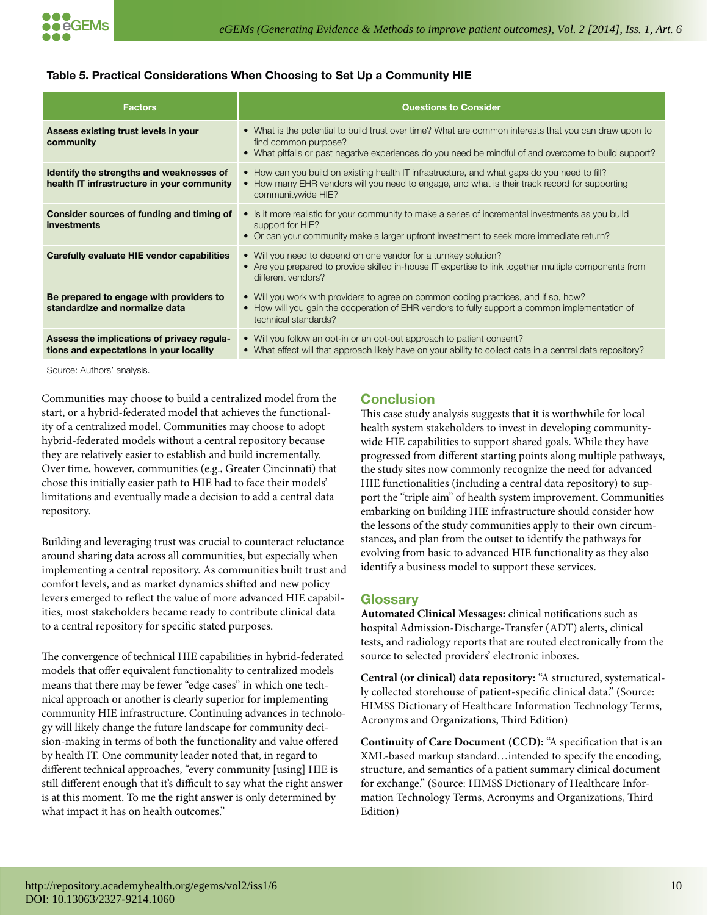**Table 5. Practical Considerations When Choosing to Set Up a Community HIE**

| Factors | Questions to Consider |
|---|---|
| **Assess existing trust levels in your community** | • What is the potential to build trust over time? What are common interests that you can draw upon to find common purpose?<br>• What pitfalls or past negative experiences do you need be mindful of and overcome to build support? |
| **Identify the strengths and weaknesses of health IT infrastructure in your community** | • How can you build on existing health IT infrastructure, and what gaps do you need to fill?<br>• How many EHR vendors will you need to engage, and what is their track record for supporting communitywide HIE? |
| **Consider sources of funding and timing of investments** | • Is it more realistic for your community to make a series of incremental investments as you build support for HIE?<br>• Or can your community make a larger upfront investment to seek more immediate return? |
| **Carefully evaluate HIE vendor capabilities** | • Will you need to depend on one vendor for a turnkey solution?<br>• Are you prepared to provide skilled in-house IT expertise to link together multiple components from different vendors? |
| **Be prepared to engage with providers to standardize and normalize data** | • Will you work with providers to agree on common coding practices, and if so, how?<br>• How will you gain the cooperation of EHR vendors to fully support a common implementation of technical standards? |
| **Assess the implications of privacy regulations and expectations in your locality** | • Will you follow an opt-in or an opt-out approach to patient consent?<br>• What effect will that approach likely have on your ability to collect data in a central data repository? |

Source: Authors' analysis.

Communities may choose to build a centralized model from the start, or a hybrid-federated model that achieves the functionality of a centralized model. Communities may choose to adopt hybrid-federated models without a central repository because they are relatively easier to establish and build incrementally. Over time, however, communities (e.g., Greater Cincinnati) that chose this initially easier path to HIE had to face their models' limitations and eventually made a decision to add a central data repository.

Building and leveraging trust was crucial to counteract reluctance around sharing data across all communities, but especially when implementing a central repository. As communities built trust and comfort levels, and as market dynamics shifted and new policy levers emerged to reflect the value of more advanced HIE capabilities, most stakeholders became ready to contribute clinical data to a central repository for specific stated purposes.

The convergence of technical HIE capabilities in hybrid-federated models that offer equivalent functionality to centralized models means that there may be fewer "edge cases" in which one technical approach or another is clearly superior for implementing community HIE infrastructure. Continuing advances in technology will likely change the future landscape for community decision-making in terms of both the functionality and value offered by health IT. One community leader noted that, in regard to different technical approaches, "every community [using] HIE is still different enough that it's difficult to say what the right answer is at this moment. To me the right answer is only determined by what impact it has on health outcomes."

## Conclusion

This case study analysis suggests that it is worthwhile for local health system stakeholders to invest in developing communitywide HIE capabilities to support shared goals. While they have progressed from different starting points along multiple pathways, the study sites now commonly recognize the need for advanced HIE functionalities (including a central data repository) to support the "triple aim" of health system improvement. Communities embarking on building HIE infrastructure should consider how the lessons of the study communities apply to their own circumstances, and plan from the outset to identify the pathways for evolving from basic to advanced HIE functionality as they also identify a business model to support these services.

## Glossary

**Automated Clinical Messages:** clinical notifications such as hospital Admission-Discharge-Transfer (ADT) alerts, clinical tests, and radiology reports that are routed electronically from the source to selected providers' electronic inboxes.

**Central (or clinical) data repository:** "A structured, systematically collected storehouse of patient-specific clinical data." (Source: HIMSS Dictionary of Healthcare Information Technology Terms, Acronyms and Organizations, Third Edition)

**Continuity of Care Document (CCD):** "A specification that is an XML-based markup standard…intended to specify the encoding, structure, and semantics of a patient summary clinical document for exchange." (Source: HIMSS Dictionary of Healthcare Information Technology Terms, Acronyms and Organizations, Third Edition)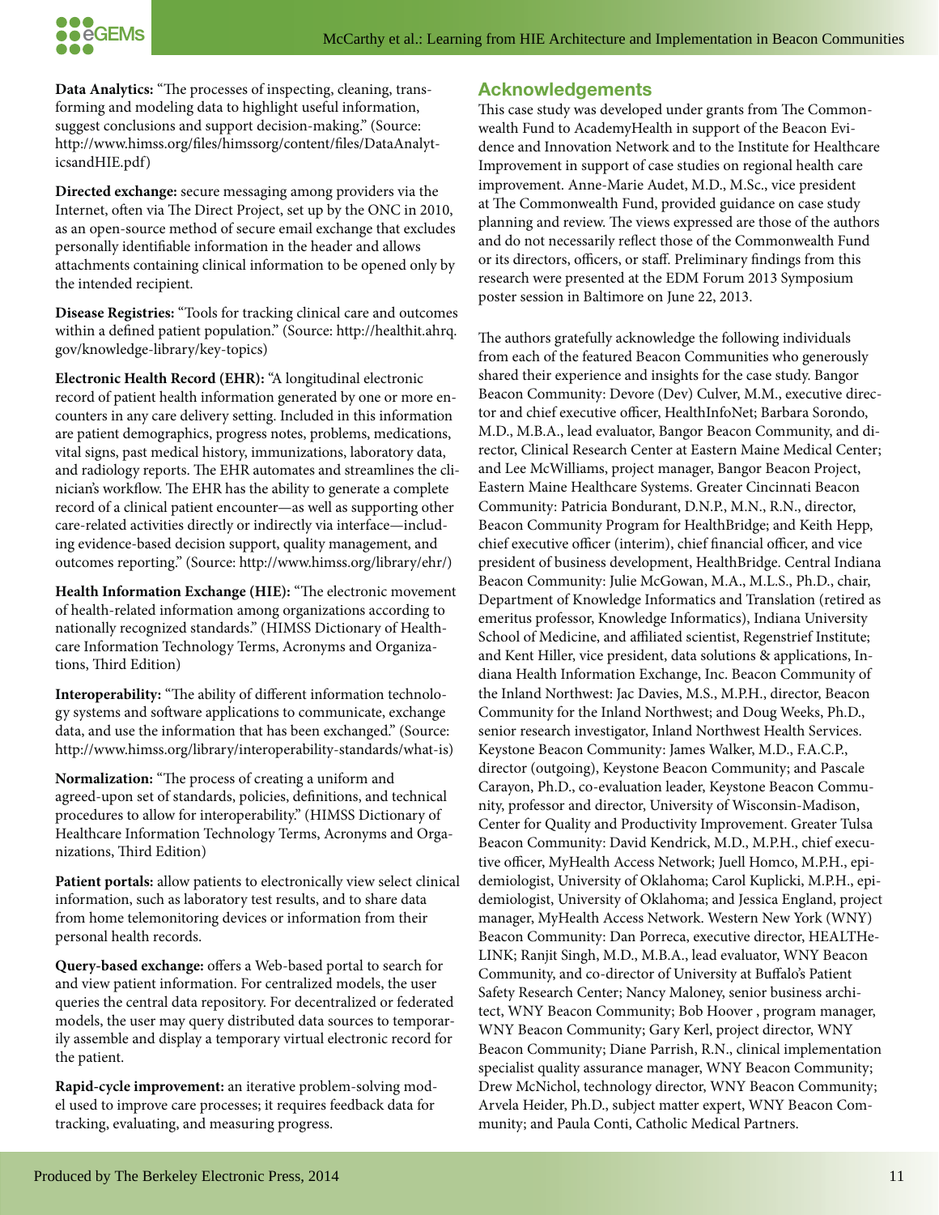**Data Analytics:** "The processes of inspecting, cleaning, transforming and modeling data to highlight useful information, suggest conclusions and support decision-making." (Source: http://www.himss.org/files/himssorg/content/files/DataAnalyticsandHIE.pdf)

**Directed exchange:** secure messaging among providers via the Internet, often via The Direct Project, set up by the ONC in 2010, as an open-source method of secure email exchange that excludes personally identifiable information in the header and allows attachments containing clinical information to be opened only by the intended recipient.

**Disease Registries:** "Tools for tracking clinical care and outcomes within a defined patient population." (Source: http://healthit.ahrq.gov/knowledge-library/key-topics)

**Electronic Health Record (EHR):** "A longitudinal electronic record of patient health information generated by one or more encounters in any care delivery setting. Included in this information are patient demographics, progress notes, problems, medications, vital signs, past medical history, immunizations, laboratory data, and radiology reports. The EHR automates and streamlines the clinician's workflow. The EHR has the ability to generate a complete record of a clinical patient encounter—as well as supporting other care-related activities directly or indirectly via interface—including evidence-based decision support, quality management, and outcomes reporting." (Source: http://www.himss.org/library/ehr/)

**Health Information Exchange (HIE):** "The electronic movement of health-related information among organizations according to nationally recognized standards." (HIMSS Dictionary of Healthcare Information Technology Terms, Acronyms and Organizations, Third Edition)

**Interoperability:** "The ability of different information technology systems and software applications to communicate, exchange data, and use the information that has been exchanged." (Source: http://www.himss.org/library/interoperability-standards/what-is)

**Normalization:** "The process of creating a uniform and agreed-upon set of standards, policies, definitions, and technical procedures to allow for interoperability." (HIMSS Dictionary of Healthcare Information Technology Terms, Acronyms and Organizations, Third Edition)

**Patient portals:** allow patients to electronically view select clinical information, such as laboratory test results, and to share data from home telemonitoring devices or information from their personal health records.

**Query-based exchange:** offers a Web-based portal to search for and view patient information. For centralized models, the user queries the central data repository. For decentralized or federated models, the user may query distributed data sources to temporarily assemble and display a temporary virtual electronic record for the patient.

**Rapid-cycle improvement:** an iterative problem-solving model used to improve care processes; it requires feedback data for tracking, evaluating, and measuring progress.

## Acknowledgements

This case study was developed under grants from The Commonwealth Fund to AcademyHealth in support of the Beacon Evidence and Innovation Network and to the Institute for Healthcare Improvement in support of case studies on regional health care improvement. Anne-Marie Audet, M.D., M.Sc., vice president at The Commonwealth Fund, provided guidance on case study planning and review. The views expressed are those of the authors and do not necessarily reflect those of the Commonwealth Fund or its directors, officers, or staff. Preliminary findings from this research were presented at the EDM Forum 2013 Symposium poster session in Baltimore on June 22, 2013.

The authors gratefully acknowledge the following individuals from each of the featured Beacon Communities who generously shared their experience and insights for the case study. Bangor Beacon Community: Devore (Dev) Culver, M.M., executive director and chief executive officer, HealthInfoNet; Barbara Sorondo, M.D., M.B.A., lead evaluator, Bangor Beacon Community, and director, Clinical Research Center at Eastern Maine Medical Center; and Lee McWilliams, project manager, Bangor Beacon Project, Eastern Maine Healthcare Systems. Greater Cincinnati Beacon Community: Patricia Bondurant, D.N.P., M.N., R.N., director, Beacon Community Program for HealthBridge; and Keith Hepp, chief executive officer (interim), chief financial officer, and vice president of business development, HealthBridge. Central Indiana Beacon Community: Julie McGowan, M.A., M.L.S., Ph.D., chair, Department of Knowledge Informatics and Translation (retired as emeritus professor, Knowledge Informatics), Indiana University School of Medicine, and affiliated scientist, Regenstrief Institute; and Kent Hiller, vice president, data solutions & applications, Indiana Health Information Exchange, Inc. Beacon Community of the Inland Northwest: Jac Davies, M.S., M.P.H., director, Beacon Community for the Inland Northwest; and Doug Weeks, Ph.D., senior research investigator, Inland Northwest Health Services. Keystone Beacon Community: James Walker, M.D., F.A.C.P., director (outgoing), Keystone Beacon Community; and Pascale Carayon, Ph.D., co-evaluation leader, Keystone Beacon Community, professor and director, University of Wisconsin-Madison, Center for Quality and Productivity Improvement. Greater Tulsa Beacon Community: David Kendrick, M.D., M.P.H., chief executive officer, MyHealth Access Network; Juell Homco, M.P.H., epidemiologist, University of Oklahoma; Carol Kuplicki, M.P.H., epidemiologist, University of Oklahoma; and Jessica England, project manager, MyHealth Access Network. Western New York (WNY) Beacon Community: Dan Porreca, executive director, HEALTHeLINK; Ranjit Singh, M.D., M.B.A., lead evaluator, WNY Beacon Community, and co-director of University at Buffalo's Patient Safety Research Center; Nancy Maloney, senior business architect, WNY Beacon Community; Bob Hoover , program manager, WNY Beacon Community; Gary Kerl, project director, WNY Beacon Community; Diane Parrish, R.N., clinical implementation specialist quality assurance manager, WNY Beacon Community; Drew McNichol, technology director, WNY Beacon Community; Arvela Heider, Ph.D., subject matter expert, WNY Beacon Community; and Paula Conti, Catholic Medical Partners.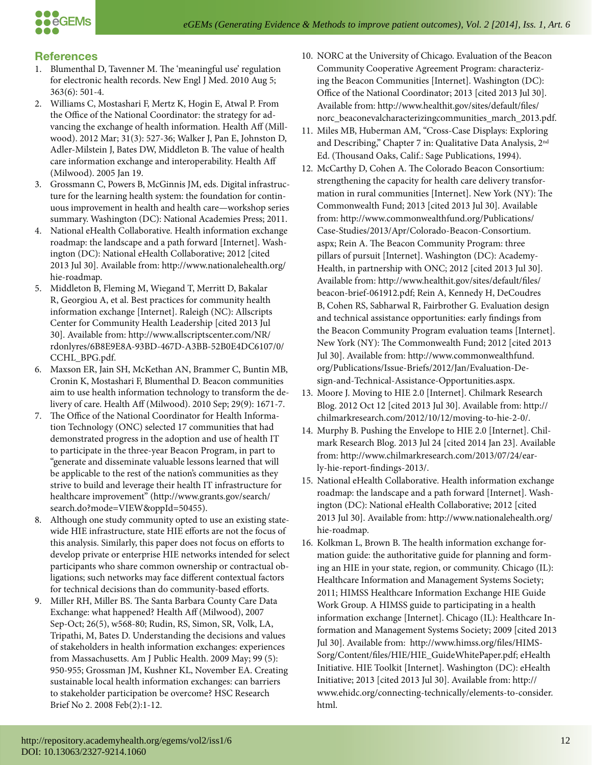## References

1. Blumenthal D, Tavenner M. The 'meaningful use' regulation for electronic health records. New Engl J Med. 2010 Aug 5; 363(6): 501-4.
2. Williams C, Mostashari F, Mertz K, Hogin E, Atwal P. From the Office of the National Coordinator: the strategy for advancing the exchange of health information. Health Aff (Millwood). 2012 Mar; 31(3): 527-36; Walker J, Pan E, Johnston D, Adler-Milstein J, Bates DW, Middleton B. The value of health care information exchange and interoperability. Health Aff (Milwood). 2005 Jan 19.
3. Grossmann C, Powers B, McGinnis JM, eds. Digital infrastructure for the learning health system: the foundation for continuous improvement in health and health care—workshop series summary. Washington (DC): National Academies Press; 2011.
4. National eHealth Collaborative. Health information exchange roadmap: the landscape and a path forward [Internet]. Washington (DC): National eHealth Collaborative; 2012 [cited 2013 Jul 30]. Available from: http://www.nationalehealth.org/hie-roadmap.
5. Middleton B, Fleming M, Wiegand T, Merritt D, Bakalar R, Georgiou A, et al. Best practices for community health information exchange [Internet]. Raleigh (NC): Allscripts Center for Community Health Leadership [cited 2013 Jul 30]. Available from: http://www.allscriptscenter.com/NR/rdonlyres/6B8E9E8A-93BD-467D-A3BB-52B0E4DC6107/0/CCHL_BPG.pdf.
6. Maxson ER, Jain SH, McKethan AN, Brammer C, Buntin MB, Cronin K, Mostashari F, Blumenthal D. Beacon communities aim to use health information technology to transform the delivery of care. Health Aff (Milwood). 2010 Sep; 29(9): 1671-7.
7. The Office of the National Coordinator for Health Information Technology (ONC) selected 17 communities that had demonstrated progress in the adoption and use of health IT to participate in the three-year Beacon Program, in part to "generate and disseminate valuable lessons learned that will be applicable to the rest of the nation's communities as they strive to build and leverage their health IT infrastructure for healthcare improvement" (http://www.grants.gov/search/search.do?mode=VIEW&oppId=50455).
8. Although one study community opted to use an existing statewide HIE infrastructure, state HIE efforts are not the focus of this analysis. Similarly, this paper does not focus on efforts to develop private or enterprise HIE networks intended for select participants who share common ownership or contractual obligations; such networks may face different contextual factors for technical decisions than do community-based efforts.
9. Miller RH, Miller BS. The Santa Barbara County Care Data Exchange: what happened? Health Aff (Milwood), 2007 Sep-Oct; 26(5), w568-80; Rudin, RS, Simon, SR, Volk, LA, Tripathi, M, Bates D. Understanding the decisions and values of stakeholders in health information exchanges: experiences from Massachusetts. Am J Public Health. 2009 May; 99 (5): 950-955; Grossman JM, Kushner KL, November EA. Creating sustainable local health information exchanges: can barriers to stakeholder participation be overcome? HSC Research Brief No 2. 2008 Feb(2):1-12.
10. NORC at the University of Chicago. Evaluation of the Beacon Community Cooperative Agreement Program: characterizing the Beacon Communities [Internet]. Washington (DC): Office of the National Coordinator; 2013 [cited 2013 Jul 30]. Available from: http://www.healthit.gov/sites/default/files/norc_beaconevalcharacterizingcommunities_march_2013.pdf.
11. Miles MB, Huberman AM, "Cross-Case Displays: Exploring and Describing," Chapter 7 in: Qualitative Data Analysis, 2nd Ed. (Thousand Oaks, Calif.: Sage Publications, 1994).
12. McCarthy D, Cohen A. The Colorado Beacon Consortium: strengthening the capacity for health care delivery transformation in rural communities [Internet]. New York (NY): The Commonwealth Fund; 2013 [cited 2013 Jul 30]. Available from: http://www.commonwealthfund.org/Publications/Case-Studies/2013/Apr/Colorado-Beacon-Consortium.aspx; Rein A. The Beacon Community Program: three pillars of pursuit [Internet]. Washington (DC): AcademyHealth, in partnership with ONC; 2012 [cited 2013 Jul 30]. Available from: http://www.healthit.gov/sites/default/files/beacon-brief-061912.pdf; Rein A, Kennedy H, DeCoudres B, Cohen RS, Sabharwal R, Fairbrother G. Evaluation design and technical assistance opportunities: early findings from the Beacon Community Program evaluation teams [Internet]. New York (NY): The Commonwealth Fund; 2012 [cited 2013 Jul 30]. Available from: http://www.commonwealthfund.org/Publications/Issue-Briefs/2012/Jan/Evaluation-Design-and-Technical-Assistance-Opportunities.aspx.
13. Moore J. Moving to HIE 2.0 [Internet]. Chilmark Research Blog. 2012 Oct 12 [cited 2013 Jul 30]. Available from: http://chilmarkresearch.com/2012/10/12/moving-to-hie-2-0/.
14. Murphy B. Pushing the Envelope to HIE 2.0 [Internet]. Chilmark Research Blog. 2013 Jul 24 [cited 2014 Jan 23]. Available from: http://www.chilmarkresearch.com/2013/07/24/early-hie-report-findings-2013/.
15. National eHealth Collaborative. Health information exchange roadmap: the landscape and a path forward [Internet]. Washington (DC): National eHealth Collaborative; 2012 [cited 2013 Jul 30]. Available from: http://www.nationalehealth.org/hie-roadmap.
16. Kolkman L, Brown B. The health information exchange formation guide: the authoritative guide for planning and forming an HIE in your state, region, or community. Chicago (IL): Healthcare Information and Management Systems Society; 2011; HIMSS Healthcare Information Exchange HIE Guide Work Group. A HIMSS guide to participating in a health information exchange [Internet]. Chicago (IL): Healthcare Information and Management Systems Society; 2009 [cited 2013 Jul 30]. Available from: http://www.himss.org/files/HIMSSorg/Content/files/HIE/HIE_GuideWhitePaper.pdf; eHealth Initiative. HIE Toolkit [Internet]. Washington (DC): eHealth Initiative; 2013 [cited 2013 Jul 30]. Available from: http://www.ehidc.org/connecting-technically/elements-to-consider.html.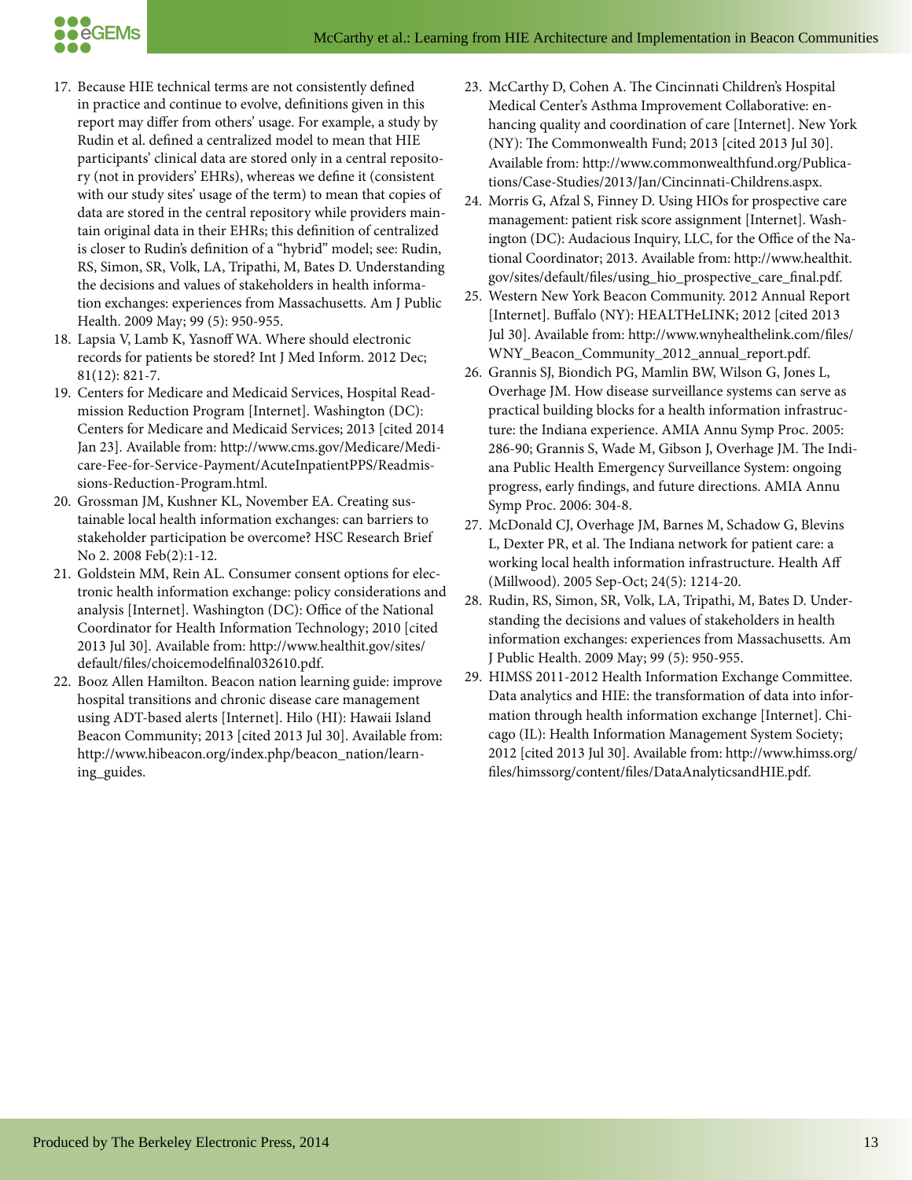17. Because HIE technical terms are not consistently defined in practice and continue to evolve, definitions given in this report may differ from others' usage. For example, a study by Rudin et al. defined a centralized model to mean that HIE participants' clinical data are stored only in a central repository (not in providers' EHRs), whereas we define it (consistent with our study sites' usage of the term) to mean that copies of data are stored in the central repository while providers maintain original data in their EHRs; this definition of centralized is closer to Rudin's definition of a "hybrid" model; see: Rudin, RS, Simon, SR, Volk, LA, Tripathi, M, Bates D. Understanding the decisions and values of stakeholders in health information exchanges: experiences from Massachusetts. Am J Public Health. 2009 May; 99 (5): 950-955.
18. Lapsia V, Lamb K, Yasnoff WA. Where should electronic records for patients be stored? Int J Med Inform. 2012 Dec; 81(12): 821-7.
19. Centers for Medicare and Medicaid Services, Hospital Readmission Reduction Program [Internet]. Washington (DC): Centers for Medicare and Medicaid Services; 2013 [cited 2014 Jan 23]. Available from: http://www.cms.gov/Medicare/Medicare-Fee-for-Service-Payment/AcuteInpatientPPS/Readmissions-Reduction-Program.html.
20. Grossman JM, Kushner KL, November EA. Creating sustainable local health information exchanges: can barriers to stakeholder participation be overcome? HSC Research Brief No 2. 2008 Feb(2):1-12.
21. Goldstein MM, Rein AL. Consumer consent options for electronic health information exchange: policy considerations and analysis [Internet]. Washington (DC): Office of the National Coordinator for Health Information Technology; 2010 [cited 2013 Jul 30]. Available from: http://www.healthit.gov/sites/default/files/choicemodelfinal032610.pdf.
22. Booz Allen Hamilton. Beacon nation learning guide: improve hospital transitions and chronic disease care management using ADT-based alerts [Internet]. Hilo (HI): Hawaii Island Beacon Community; 2013 [cited 2013 Jul 30]. Available from: http://www.hibeacon.org/index.php/beacon_nation/learning_guides.
23. McCarthy D, Cohen A. The Cincinnati Children's Hospital Medical Center's Asthma Improvement Collaborative: enhancing quality and coordination of care [Internet]. New York (NY): The Commonwealth Fund; 2013 [cited 2013 Jul 30]. Available from: http://www.commonwealthfund.org/Publications/Case-Studies/2013/Jan/Cincinnati-Childrens.aspx.
24. Morris G, Afzal S, Finney D. Using HIOs for prospective care management: patient risk score assignment [Internet]. Washington (DC): Audacious Inquiry, LLC, for the Office of the National Coordinator; 2013. Available from: http://www.healthit.gov/sites/default/files/using_hio_prospective_care_final.pdf.
25. Western New York Beacon Community. 2012 Annual Report [Internet]. Buffalo (NY): HEALTHeLINK; 2012 [cited 2013 Jul 30]. Available from: http://www.wnyhealthelink.com/files/WNY_Beacon_Community_2012_annual_report.pdf.
26. Grannis SJ, Biondich PG, Mamlin BW, Wilson G, Jones L, Overhage JM. How disease surveillance systems can serve as practical building blocks for a health information infrastructure: the Indiana experience. AMIA Annu Symp Proc. 2005: 286-90; Grannis S, Wade M, Gibson J, Overhage JM. The Indiana Public Health Emergency Surveillance System: ongoing progress, early findings, and future directions. AMIA Annu Symp Proc. 2006: 304-8.
27. McDonald CJ, Overhage JM, Barnes M, Schadow G, Blevins L, Dexter PR, et al. The Indiana network for patient care: a working local health information infrastructure. Health Aff (Millwood). 2005 Sep-Oct; 24(5): 1214-20.
28. Rudin, RS, Simon, SR, Volk, LA, Tripathi, M, Bates D. Understanding the decisions and values of stakeholders in health information exchanges: experiences from Massachusetts. Am J Public Health. 2009 May; 99 (5): 950-955.
29. HIMSS 2011-2012 Health Information Exchange Committee. Data analytics and HIE: the transformation of data into information through health information exchange [Internet]. Chicago (IL): Health Information Management System Society; 2012 [cited 2013 Jul 30]. Available from: http://www.himss.org/files/himssorg/content/files/DataAnalyticsandHIE.pdf.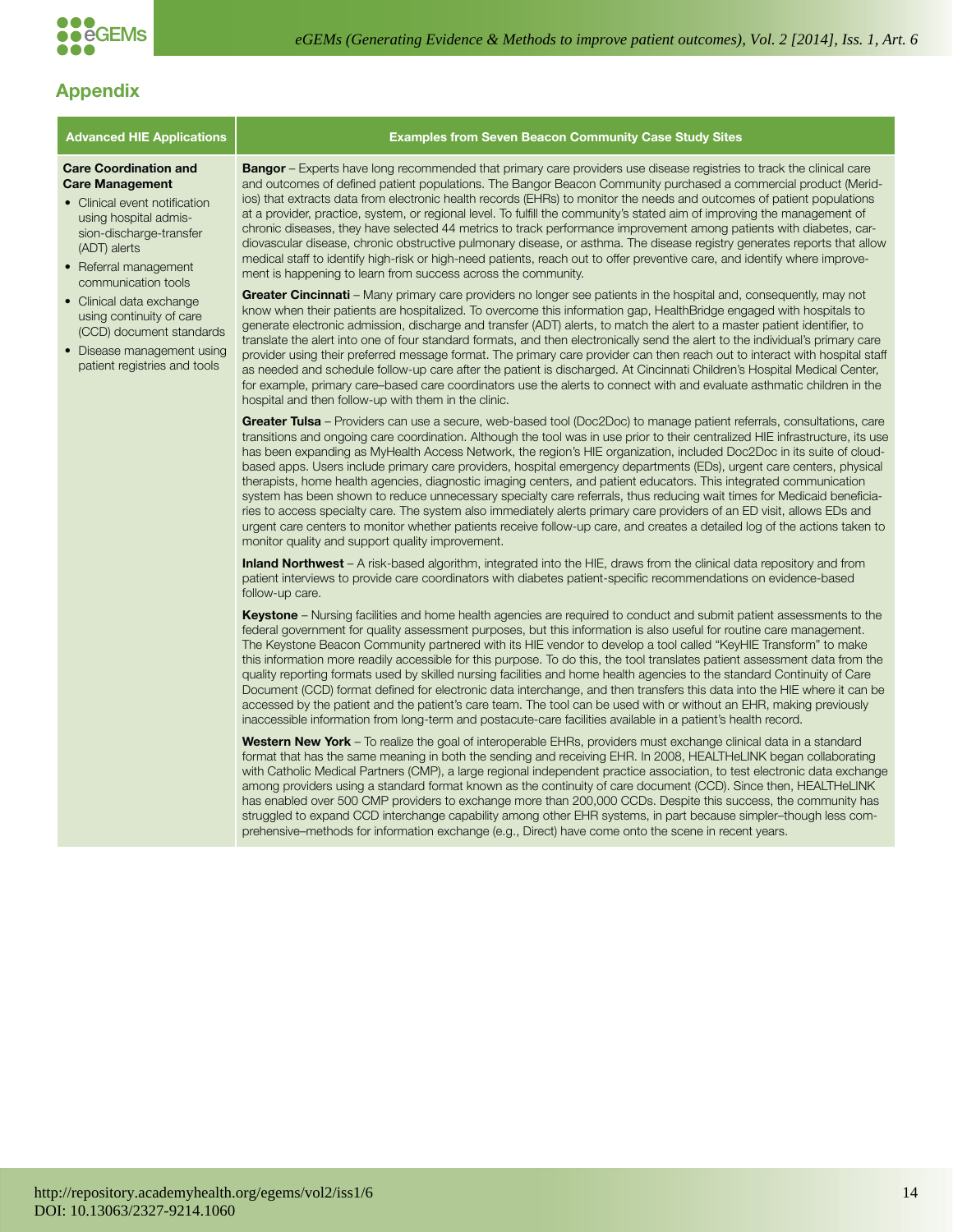## Appendix

| Advanced HIE Applications | Examples from Seven Beacon Community Case Study Sites |
|---|---|
| **Care Coordination and Care Management**<br>• Clinical event notification using hospital admission-discharge-transfer (ADT) alerts<br>• Referral management communication tools<br>• Clinical data exchange using continuity of care (CCD) document standards<br>• Disease management using patient registries and tools | **Bangor** – Experts have long recommended that primary care providers use disease registries to track the clinical care and outcomes of defined patient populations. The Bangor Beacon Community purchased a commercial product (Meridios) that extracts data from electronic health records (EHRs) to monitor the needs and outcomes of patient populations at a provider, practice, system, or regional level. To fulfill the community's stated aim of improving the management of chronic diseases, they have selected 44 metrics to track performance improvement among patients with diabetes, cardiovascular disease, chronic obstructive pulmonary disease, or asthma. The disease registry generates reports that allow medical staff to identify high-risk or high-need patients, reach out to offer preventive care, and identify where improvement is happening to learn from success across the community.<br><br>**Greater Cincinnati** – Many primary care providers no longer see patients in the hospital and, consequently, may not know when their patients are hospitalized. To overcome this information gap, HealthBridge engaged with hospitals to generate electronic admission, discharge and transfer (ADT) alerts, to match the alert to a master patient identifier, to translate the alert into one of four standard formats, and then electronically send the alert to the individual's primary care provider using their preferred message format. The primary care provider can then reach out to interact with hospital staff as needed and schedule follow-up care after the patient is discharged. At Cincinnati Children's Hospital Medical Center, for example, primary care–based care coordinators use the alerts to connect with and evaluate asthmatic children in the hospital and then follow-up with them in the clinic.<br><br>**Greater Tulsa** – Providers can use a secure, web-based tool (Doc2Doc) to manage patient referrals, consultations, care transitions and ongoing care coordination. Although the tool was in use prior to their centralized HIE infrastructure, its use has been expanding as MyHealth Access Network, the region's HIE organization, included Doc2Doc in its suite of cloud-based apps. Users include primary care providers, hospital emergency departments (EDs), urgent care centers, physical therapists, home health agencies, diagnostic imaging centers, and patient educators. This integrated communication system has been shown to reduce unnecessary specialty care referrals, thus reducing wait times for Medicaid beneficiaries to access specialty care. The system also immediately alerts primary care providers of an ED visit, allows EDs and urgent care centers to monitor whether patients receive follow-up care, and creates a detailed log of the actions taken to monitor quality and support quality improvement.<br><br>**Inland Northwest** – A risk-based algorithm, integrated into the HIE, draws from the clinical data repository and from patient interviews to provide care coordinators with diabetes patient-specific recommendations on evidence-based follow-up care.<br><br>**Keystone** – Nursing facilities and home health agencies are required to conduct and submit patient assessments to the federal government for quality assessment purposes, but this information is also useful for routine care management. The Keystone Beacon Community partnered with its HIE vendor to develop a tool called "KeyHIE Transform" to make this information more readily accessible for this purpose. To do this, the tool translates patient assessment data from the quality reporting formats used by skilled nursing facilities and home health agencies to the standard Continuity of Care Document (CCD) format defined for electronic data interchange, and then transfers this data into the HIE where it can be accessed by the patient and the patient's care team. The tool can be used with or without an EHR, making previously inaccessible information from long-term and postacute-care facilities available in a patient's health record.<br><br>**Western New York** – To realize the goal of interoperable EHRs, providers must exchange clinical data in a standard format that has the same meaning in both the sending and receiving EHR. In 2008, HEALTHeLINK began collaborating with Catholic Medical Partners (CMP), a large regional independent practice association, to test electronic data exchange among providers using a standard format known as the continuity of care document (CCD). Since then, HEALTHeLINK has enabled over 500 CMP providers to exchange more than 200,000 CCDs. Despite this success, the community has struggled to expand CCD interchange capability among other EHR systems, in part because simpler–though less comprehensive–methods for information exchange (e.g., Direct) have come onto the scene in recent years. |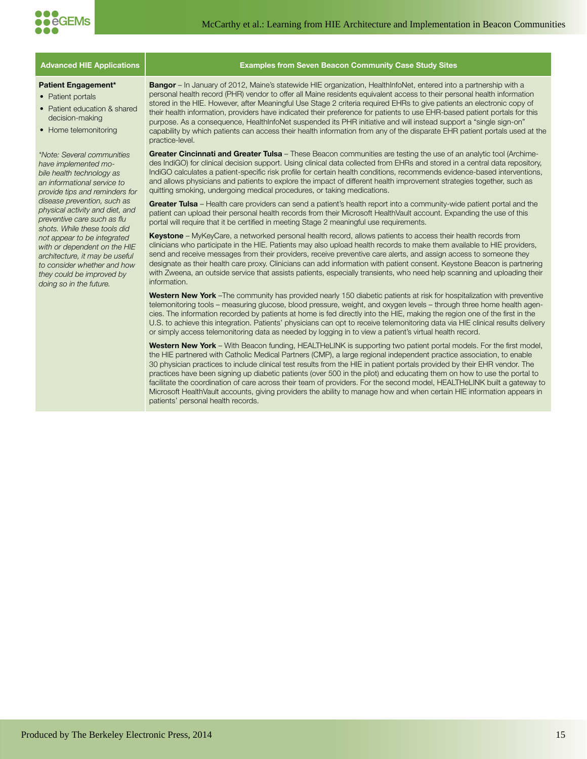| Advanced HIE Applications | Examples from Seven Beacon Community Case Study Sites |
|---|---|
| **Patient Engagement***<br>• Patient portals<br>• Patient education & shared decision-making<br>• Home telemonitoring<br><br>*\*Note: Several communities have implemented mobile health technology as an informational service to provide tips and reminders for disease prevention, such as physical activity and diet, and preventive care such as flu shots. While these tools did not appear to be integrated with or dependent on the HIE architecture, it may be useful to consider whether and how they could be improved by doing so in the future.* | **Bangor** – In January of 2012, Maine's statewide HIE organization, HealthInfoNet, entered into a partnership with a personal health record (PHR) vendor to offer all Maine residents equivalent access to their personal health information stored in the HIE. However, after Meaningful Use Stage 2 criteria required EHRs to give patients an electronic copy of their health information, providers have indicated their preference for patients to use EHR-based patient portals for this purpose. As a consequence, HealthInfoNet suspended its PHR initiative and will instead support a "single sign-on" capability by which patients can access their health information from any of the disparate EHR patient portals used at the practice-level.<br><br>**Greater Cincinnati and Greater Tulsa** – These Beacon communities are testing the use of an analytic tool (Archimedes IndiGO) for clinical decision support. Using clinical data collected from EHRs and stored in a central data repository, IndiGO calculates a patient-specific risk profile for certain health conditions, recommends evidence-based interventions, and allows physicians and patients to explore the impact of different health improvement strategies together, such as quitting smoking, undergoing medical procedures, or taking medications.<br><br>**Greater Tulsa** – Health care providers can send a patient's health report into a community-wide patient portal and the patient can upload their personal health records from their Microsoft HealthVault account. Expanding the use of this portal will require that it be certified in meeting Stage 2 meaningful use requirements.<br><br>**Keystone** – MyKeyCare, a networked personal health record, allows patients to access their health records from clinicians who participate in the HIE. Patients may also upload health records to make them available to HIE providers, send and receive messages from their providers, receive preventive care alerts, and assign access to someone they designate as their health care proxy. Clinicians can add information with patient consent. Keystone Beacon is partnering with Zweena, an outside service that assists patients, especially transients, who need help scanning and uploading their information.<br><br>**Western New York** –The community has provided nearly 150 diabetic patients at risk for hospitalization with preventive telemonitoring tools – measuring glucose, blood pressure, weight, and oxygen levels – through three home health agencies. The information recorded by patients at home is fed directly into the HIE, making the region one of the first in the U.S. to achieve this integration. Patients' physicians can opt to receive telemonitoring data via HIE clinical results delivery or simply access telemonitoring data as needed by logging in to view a patient's virtual health record.<br><br>**Western New York** – With Beacon funding, HEALTHeLINK is supporting two patient portal models. For the first model, the HIE partnered with Catholic Medical Partners (CMP), a large regional independent practice association, to enable 30 physician practices to include clinical test results from the HIE in patient portals provided by their EHR vendor. The practices have been signing up diabetic patients (over 500 in the pilot) and educating them on how to use the portal to facilitate the coordination of care across their team of providers. For the second model, HEALTHeLINK built a gateway to Microsoft HealthVault accounts, giving providers the ability to manage how and when certain HIE information appears in patients' personal health records. |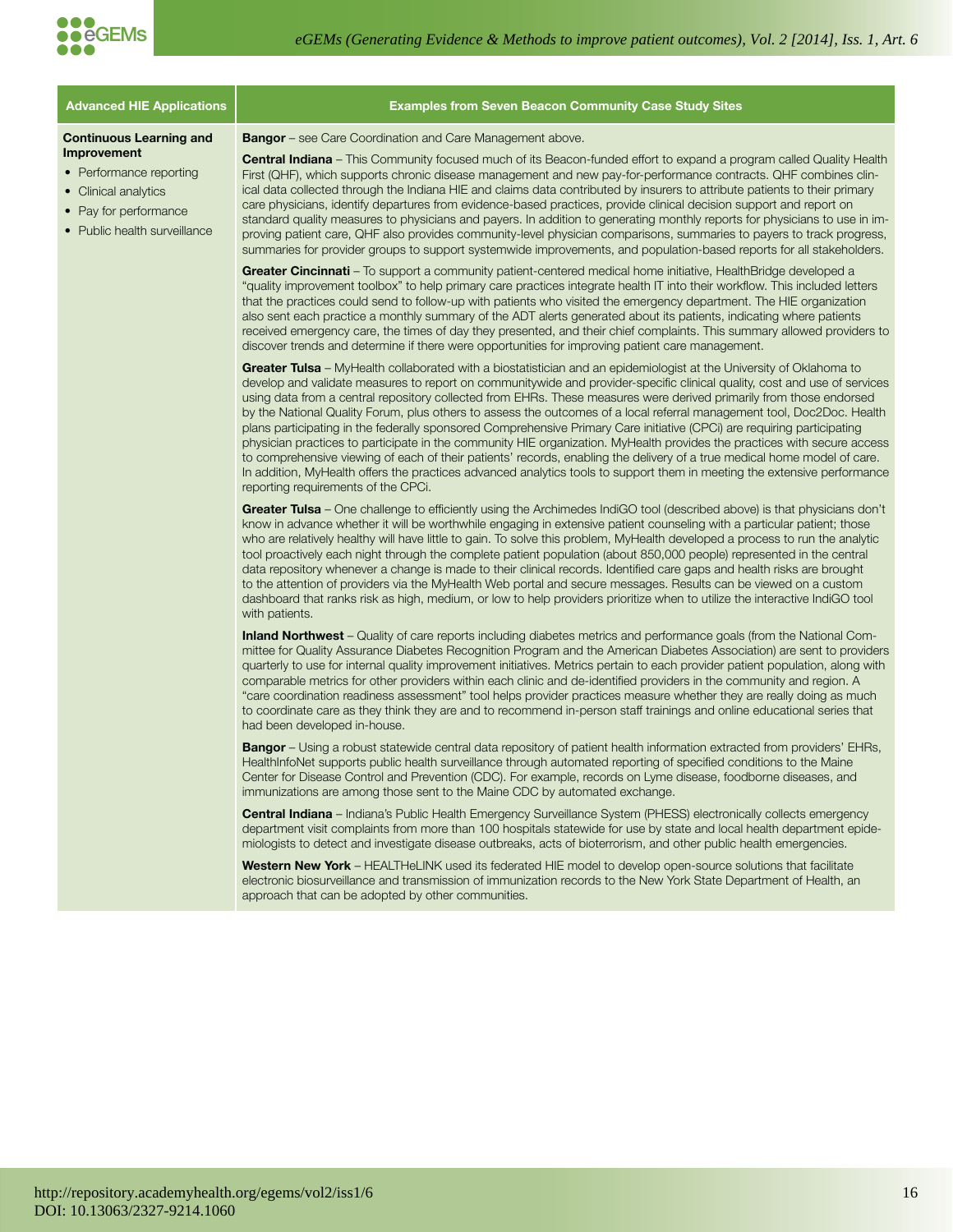| Advanced HIE Applications | Examples from Seven Beacon Community Case Study Sites |
|---|---|
| **Continuous Learning and Improvement**<br>• Performance reporting<br>• Clinical analytics<br>• Pay for performance<br>• Public health surveillance | **Bangor** – see Care Coordination and Care Management above.<br><br>**Central Indiana** – This Community focused much of its Beacon-funded effort to expand a program called Quality Health First (QHF), which supports chronic disease management and new pay-for-performance contracts. QHF combines clinical data collected through the Indiana HIE and claims data contributed by insurers to attribute patients to their primary care physicians, identify departures from evidence-based practices, provide clinical decision support and report on standard quality measures to physicians and payers. In addition to generating monthly reports for physicians to use in improving patient care, QHF also provides community-level physician comparisons, summaries to payers to track progress, summaries for provider groups to support systemwide improvements, and population-based reports for all stakeholders.<br><br>**Greater Cincinnati** – To support a community patient-centered medical home initiative, HealthBridge developed a "quality improvement toolbox" to help primary care practices integrate health IT into their workflow. This included letters that the practices could send to follow-up with patients who visited the emergency department. The HIE organization also sent each practice a monthly summary of the ADT alerts generated about its patients, indicating where patients received emergency care, the times of day they presented, and their chief complaints. This summary allowed providers to discover trends and determine if there were opportunities for improving patient care management.<br><br>**Greater Tulsa** – MyHealth collaborated with a biostatistician and an epidemiologist at the University of Oklahoma to develop and validate measures to report on communitywide and provider-specific clinical quality, cost and use of services using data from a central repository collected from EHRs. These measures were derived primarily from those endorsed by the National Quality Forum, plus others to assess the outcomes of a local referral management tool, Doc2Doc. Health plans participating in the federally sponsored Comprehensive Primary Care initiative (CPCi) are requiring participating physician practices to participate in the community HIE organization. MyHealth provides the practices with secure access to comprehensive viewing of each of their patients' records, enabling the delivery of a true medical home model of care. In addition, MyHealth offers the practices advanced analytics tools to support them in meeting the extensive performance reporting requirements of the CPCi.<br><br>**Greater Tulsa** – One challenge to efficiently using the Archimedes IndiGO tool (described above) is that physicians don't know in advance whether it will be worthwhile engaging in extensive patient counseling with a particular patient; those who are relatively healthy will have little to gain. To solve this problem, MyHealth developed a process to run the analytic tool proactively each night through the complete patient population (about 850,000 people) represented in the central data repository whenever a change is made to their clinical records. Identified care gaps and health risks are brought to the attention of providers via the MyHealth Web portal and secure messages. Results can be viewed on a custom dashboard that ranks risk as high, medium, or low to help providers prioritize when to utilize the interactive IndiGO tool with patients.<br><br>**Inland Northwest** – Quality of care reports including diabetes metrics and performance goals (from the National Committee for Quality Assurance Diabetes Recognition Program and the American Diabetes Association) are sent to providers quarterly to use for internal quality improvement initiatives. Metrics pertain to each provider patient population, along with comparable metrics for other providers within each clinic and de-identified providers in the community and region. A "care coordination readiness assessment" tool helps provider practices measure whether they are really doing as much to coordinate care as they think they are and to recommend in-person staff trainings and online educational series that had been developed in-house.<br><br>**Bangor** – Using a robust statewide central data repository of patient health information extracted from providers' EHRs, HealthInfoNet supports public health surveillance through automated reporting of specified conditions to the Maine Center for Disease Control and Prevention (CDC). For example, records on Lyme disease, foodborne diseases, and immunizations are among those sent to the Maine CDC by automated exchange.<br><br>**Central Indiana** – Indiana's Public Health Emergency Surveillance System (PHESS) electronically collects emergency department visit complaints from more than 100 hospitals statewide for use by state and local health department epidemiologists to detect and investigate disease outbreaks, acts of bioterrorism, and other public health emergencies.<br><br>**Western New York** – HEALTHeLINK used its federated HIE model to develop open-source solutions that facilitate electronic biosurveillance and transmission of immunization records to the New York State Department of Health, an approach that can be adopted by other communities. |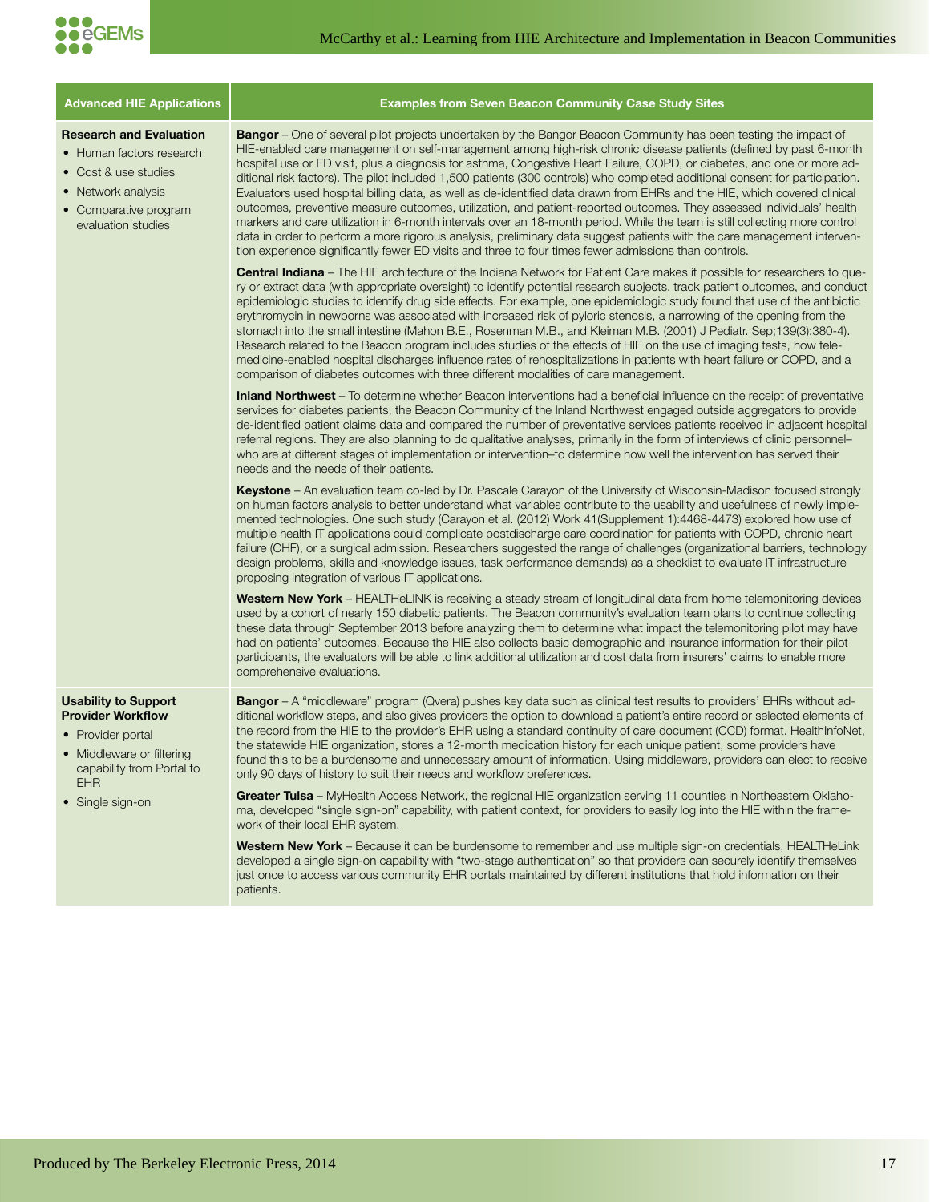| Advanced HIE Applications | Examples from Seven Beacon Community Case Study Sites |
| --- | --- |
| **Research and Evaluation**<br>• Human factors research<br>• Cost & use studies<br>• Network analysis<br>• Comparative program evaluation studies | **Bangor** – One of several pilot projects undertaken by the Bangor Beacon Community has been testing the impact of HIE-enabled care management on self-management among high-risk chronic disease patients (defined by past 6-month hospital use or ED visit, plus a diagnosis for asthma, Congestive Heart Failure, COPD, or diabetes, and one or more additional risk factors). The pilot included 1,500 patients (300 controls) who completed additional consent for participation. Evaluators used hospital billing data, as well as de-identified data drawn from EHRs and the HIE, which covered clinical outcomes, preventive measure outcomes, utilization, and patient-reported outcomes. They assessed individuals' health markers and care utilization in 6-month intervals over an 18-month period. While the team is still collecting more control data in order to perform a more rigorous analysis, preliminary data suggest patients with the care management intervention experience significantly fewer ED visits and three to four times fewer admissions than controls.<br><br>**Central Indiana** – The HIE architecture of the Indiana Network for Patient Care makes it possible for researchers to query or extract data (with appropriate oversight) to identify potential research subjects, track patient outcomes, and conduct epidemiologic studies to identify drug side effects. For example, one epidemiologic study found that use of the antibiotic erythromycin in newborns was associated with increased risk of pyloric stenosis, a narrowing of the opening from the stomach into the small intestine (Mahon B.E., Rosenman M.B., and Kleiman M.B. (2001) J Pediatr. Sep;139(3):380-4). Research related to the Beacon program includes studies of the effects of HIE on the use of imaging tests, how telemedicine-enabled hospital discharges influence rates of rehospitalizations in patients with heart failure or COPD, and a comparison of diabetes outcomes with three different modalities of care management.<br><br>**Inland Northwest** – To determine whether Beacon interventions had a beneficial influence on the receipt of preventative services for diabetes patients, the Beacon Community of the Inland Northwest engaged outside aggregators to provide de-identified patient claims data and compared the number of preventative services patients received in adjacent hospital referral regions. They are also planning to do qualitative analyses, primarily in the form of interviews of clinic personnel–who are at different stages of implementation or intervention–to determine how well the intervention has served their needs and the needs of their patients.<br><br>**Keystone** – An evaluation team co-led by Dr. Pascale Carayon of the University of Wisconsin-Madison focused strongly on human factors analysis to better understand what variables contribute to the usability and usefulness of newly implemented technologies. One such study (Carayon et al. (2012) Work 41(Supplement 1):4468-4473) explored how use of multiple health IT applications could complicate postdischarge care coordination for patients with COPD, chronic heart failure (CHF), or a surgical admission. Researchers suggested the range of challenges (organizational barriers, technology design problems, skills and knowledge issues, task performance demands) as a checklist to evaluate IT infrastructure proposing integration of various IT applications.<br><br>**Western New York** – HEALTHeLINK is receiving a steady stream of longitudinal data from home telemonitoring devices used by a cohort of nearly 150 diabetic patients. The Beacon community's evaluation team plans to continue collecting these data through September 2013 before analyzing them to determine what impact the telemonitoring pilot may have had on patients' outcomes. Because the HIE also collects basic demographic and insurance information for their pilot participants, the evaluators will be able to link additional utilization and cost data from insurers' claims to enable more comprehensive evaluations. |
| **Usability to Support Provider Workflow**<br>• Provider portal<br>• Middleware or filtering capability from Portal to EHR<br>• Single sign-on | **Bangor** – A "middleware" program (Qvera) pushes key data such as clinical test results to providers' EHRs without additional workflow steps, and also gives providers the option to download a patient's entire record or selected elements of the record from the HIE to the provider's EHR using a standard continuity of care document (CCD) format. HealthInfoNet, the statewide HIE organization, stores a 12-month medication history for each unique patient, some providers have found this to be a burdensome and unnecessary amount of information. Using middleware, providers can elect to receive only 90 days of history to suit their needs and workflow preferences.<br><br>**Greater Tulsa** – MyHealth Access Network, the regional HIE organization serving 11 counties in Northeastern Oklahoma, developed "single sign-on" capability, with patient context, for providers to easily log into the HIE within the framework of their local EHR system.<br><br>**Western New York** – Because it can be burdensome to remember and use multiple sign-on credentials, HEALTHeLink developed a single sign-on capability with "two-stage authentication" so that providers can securely identify themselves just once to access various community EHR portals maintained by different institutions that hold information on their patients. |

Produced by The Berkeley Electronic Press, 2014